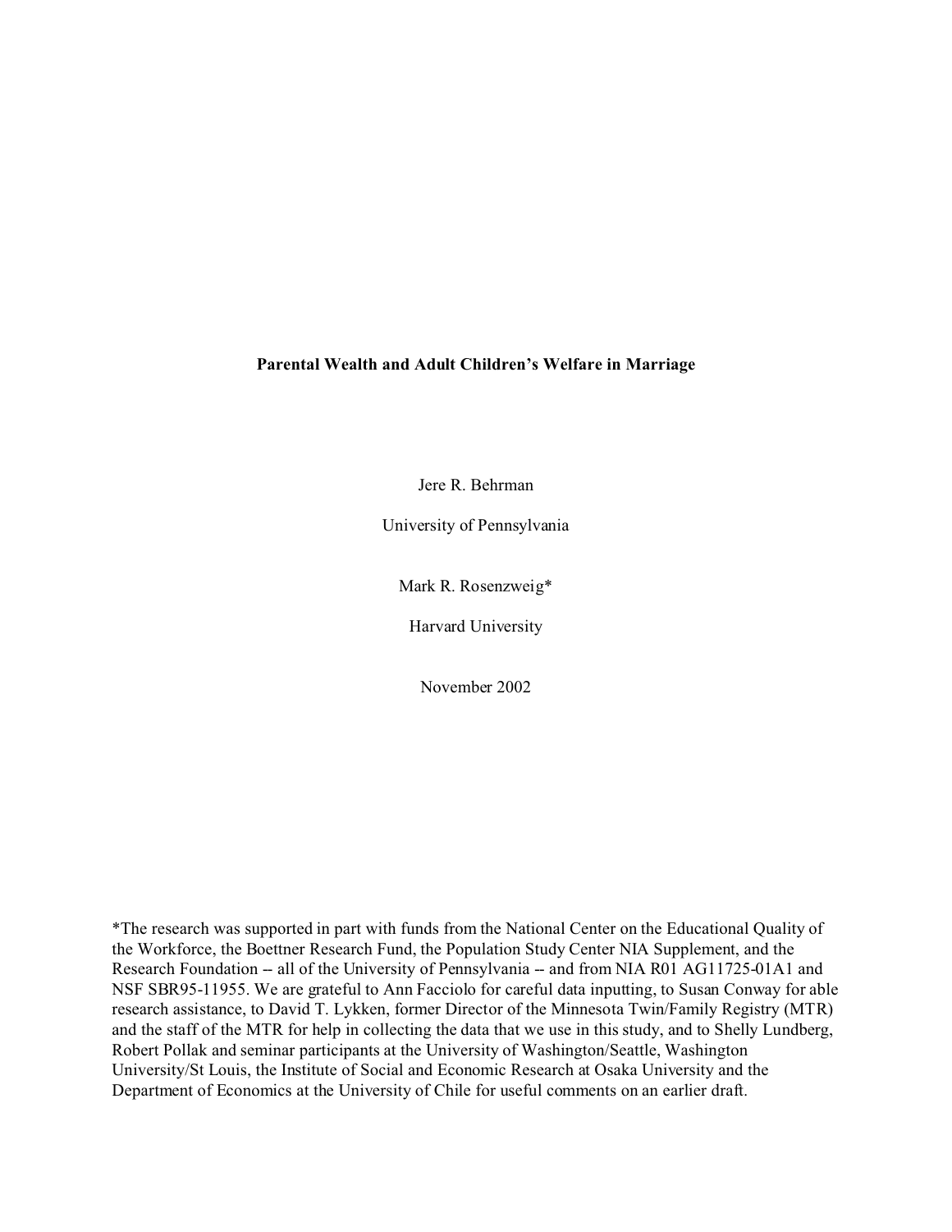**Parental Wealth and Adult Children's Welfare in Marriage**

Jere R. Behrman

University of Pennsylvania

Mark R. Rosenzweig*

Harvard University

November 2002

*The research was supported in part with funds from the National Center on the Educational Quality of the Workforce, the Boettner Research Fund, the Population Study Center NIA Supplement, and the Research Foundation -- all of the University of Pennsylvania -- and from NIA R01 AG11725-01A1 and NSF SBR95-11955. We are grateful to Ann Facciolo for careful data inputting, to Susan Conway for able research assistance, to David T. Lykken, former Director of the Minnesota Twin/Family Registry (MTR) and the staff of the MTR for help in collecting the data that we use in this study, and to Shelly Lundberg, Robert Pollak and seminar participants at the University of Washington/Seattle, Washington University/St Louis, the Institute of Social and Economic Research at Osaka University and the Department of Economics at the University of Chile for useful comments on an earlier draft.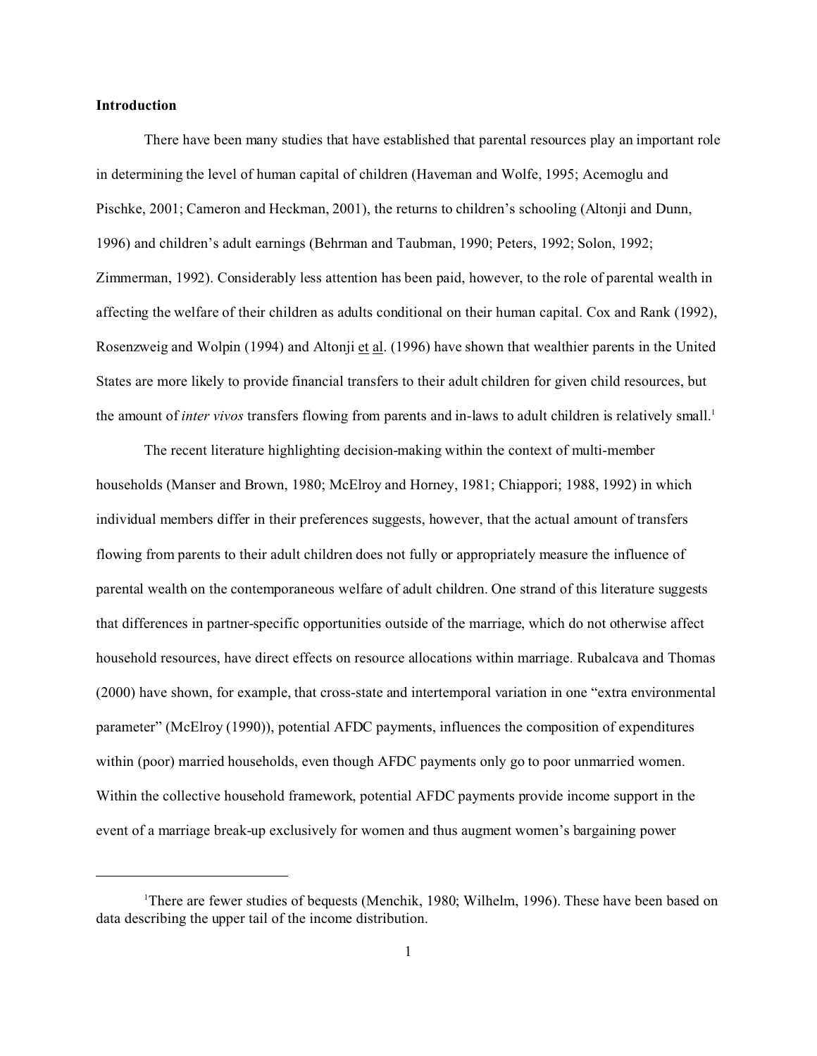## Introduction

There have been many studies that have established that parental resources play an important role in determining the level of human capital of children (Haveman and Wolfe, 1995; Acemoglu and Pischke, 2001; Cameron and Heckman, 2001), the returns to children's schooling (Altonji and Dunn, 1996) and children's adult earnings (Behrman and Taubman, 1990; Peters, 1992; Solon, 1992; Zimmerman, 1992). Considerably less attention has been paid, however, to the role of parental wealth in affecting the welfare of their children as adults conditional on their human capital. Cox and Rank (1992), Rosenzweig and Wolpin (1994) and Altonji et al. (1996) have shown that wealthier parents in the United States are more likely to provide financial transfers to their adult children for given child resources, but the amount of *inter vivos* transfers flowing from parents and in-laws to adult children is relatively small.[1]

The recent literature highlighting decision-making within the context of multi-member households (Manser and Brown, 1980; McElroy and Horney, 1981; Chiappori; 1988, 1992) in which individual members differ in their preferences suggests, however, that the actual amount of transfers flowing from parents to their adult children does not fully or appropriately measure the influence of parental wealth on the contemporaneous welfare of adult children. One strand of this literature suggests that differences in partner-specific opportunities outside of the marriage, which do not otherwise affect household resources, have direct effects on resource allocations within marriage. Rubalcava and Thomas (2000) have shown, for example, that cross-state and intertemporal variation in one "extra environmental parameter" (McElroy (1990)), potential AFDC payments, influences the composition of expenditures within (poor) married households, even though AFDC payments only go to poor unmarried women. Within the collective household framework, potential AFDC payments provide income support in the event of a marriage break-up exclusively for women and thus augment women's bargaining power

[1] There are fewer studies of bequests (Menchik, 1980; Wilhelm, 1996). These have been based on data describing the upper tail of the income distribution.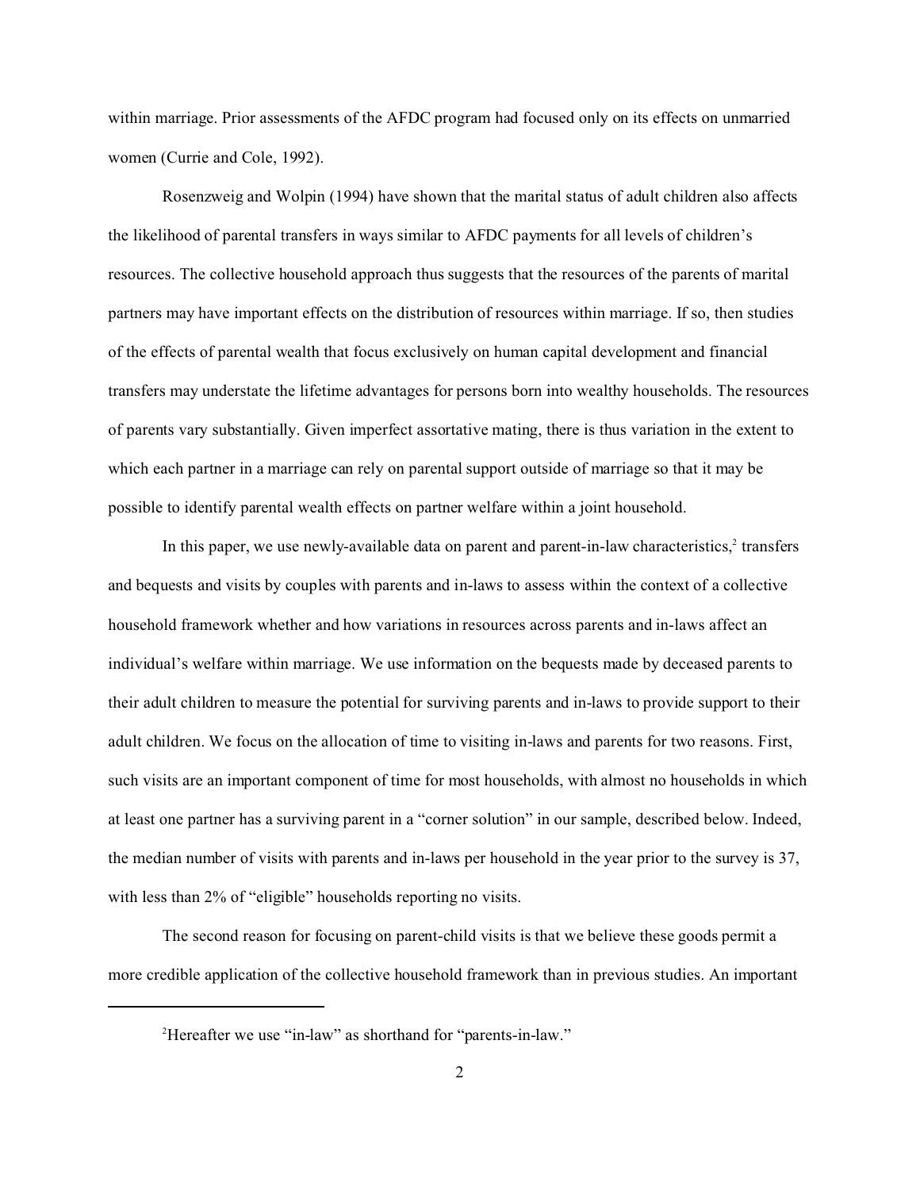within marriage. Prior assessments of the AFDC program had focused only on its effects on unmarried women (Currie and Cole, 1992).

Rosenzweig and Wolpin (1994) have shown that the marital status of adult children also affects the likelihood of parental transfers in ways similar to AFDC payments for all levels of children's resources. The collective household approach thus suggests that the resources of the parents of marital partners may have important effects on the distribution of resources within marriage. If so, then studies of the effects of parental wealth that focus exclusively on human capital development and financial transfers may understate the lifetime advantages for persons born into wealthy households. The resources of parents vary substantially. Given imperfect assortative mating, there is thus variation in the extent to which each partner in a marriage can rely on parental support outside of marriage so that it may be possible to identify parental wealth effects on partner welfare within a joint household.

In this paper, we use newly-available data on parent and parent-in-law characteristics,[2] transfers and bequests and visits by couples with parents and in-laws to assess within the context of a collective household framework whether and how variations in resources across parents and in-laws affect an individual's welfare within marriage. We use information on the bequests made by deceased parents to their adult children to measure the potential for surviving parents and in-laws to provide support to their adult children. We focus on the allocation of time to visiting in-laws and parents for two reasons. First, such visits are an important component of time for most households, with almost no households in which at least one partner has a surviving parent in a "corner solution" in our sample, described below. Indeed, the median number of visits with parents and in-laws per household in the year prior to the survey is 37, with less than 2% of "eligible" households reporting no visits.

The second reason for focusing on parent-child visits is that we believe these goods permit a more credible application of the collective household framework than in previous studies. An important

[2] Hereafter we use "in-law" as shorthand for "parents-in-law."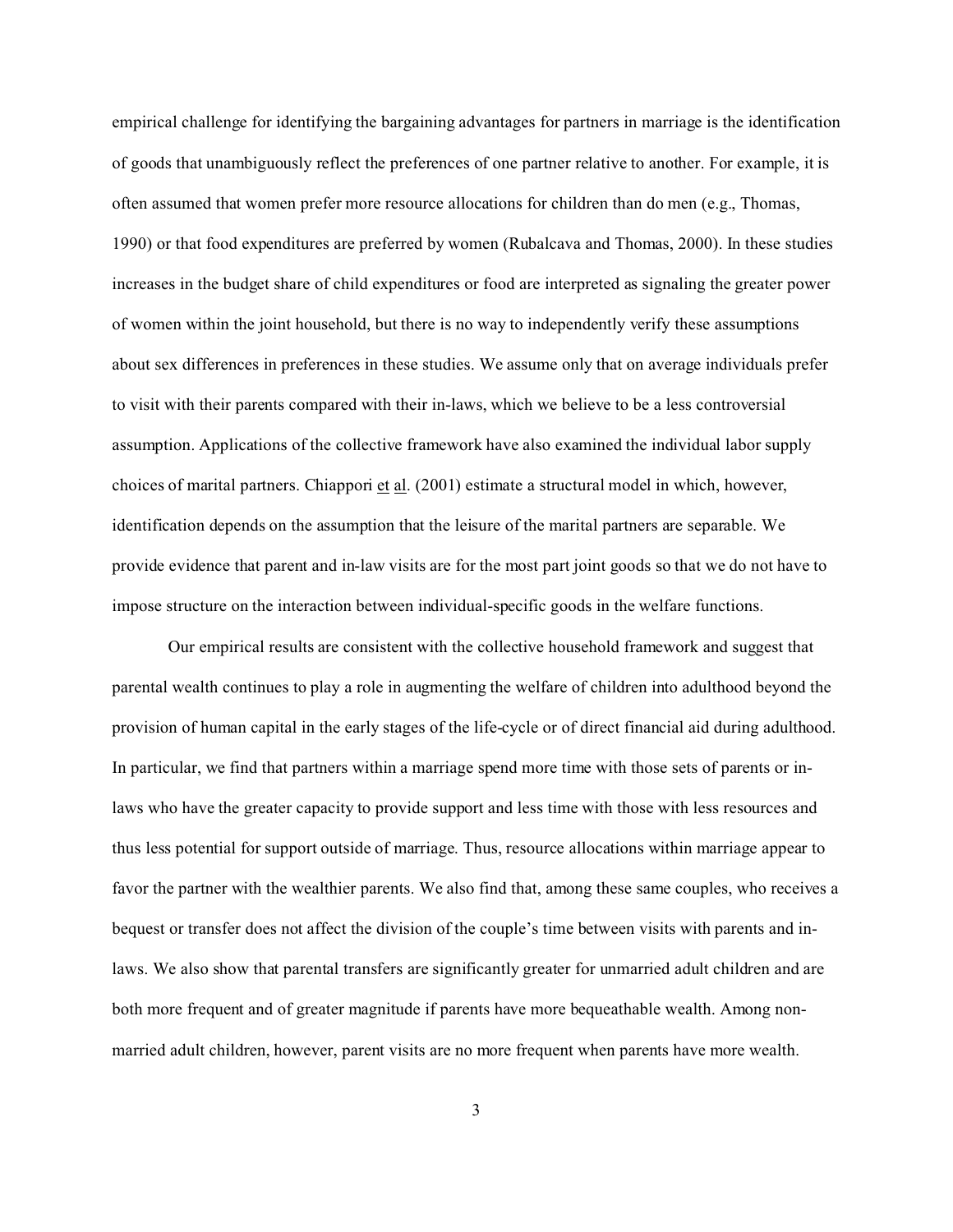empirical challenge for identifying the bargaining advantages for partners in marriage is the identification of goods that unambiguously reflect the preferences of one partner relative to another. For example, it is often assumed that women prefer more resource allocations for children than do men (e.g., Thomas, 1990) or that food expenditures are preferred by women (Rubalcava and Thomas, 2000). In these studies increases in the budget share of child expenditures or food are interpreted as signaling the greater power of women within the joint household, but there is no way to independently verify these assumptions about sex differences in preferences in these studies. We assume only that on average individuals prefer to visit with their parents compared with their in-laws, which we believe to be a less controversial assumption. Applications of the collective framework have also examined the individual labor supply choices of marital partners. Chiappori et al. (2001) estimate a structural model in which, however, identification depends on the assumption that the leisure of the marital partners are separable. We provide evidence that parent and in-law visits are for the most part joint goods so that we do not have to impose structure on the interaction between individual-specific goods in the welfare functions.

Our empirical results are consistent with the collective household framework and suggest that parental wealth continues to play a role in augmenting the welfare of children into adulthood beyond the provision of human capital in the early stages of the life-cycle or of direct financial aid during adulthood. In particular, we find that partners within a marriage spend more time with those sets of parents or in-laws who have the greater capacity to provide support and less time with those with less resources and thus less potential for support outside of marriage. Thus, resource allocations within marriage appear to favor the partner with the wealthier parents. We also find that, among these same couples, who receives a bequest or transfer does not affect the division of the couple's time between visits with parents and in-laws. We also show that parental transfers are significantly greater for unmarried adult children and are both more frequent and of greater magnitude if parents have more bequeathable wealth. Among non-married adult children, however, parent visits are no more frequent when parents have more wealth.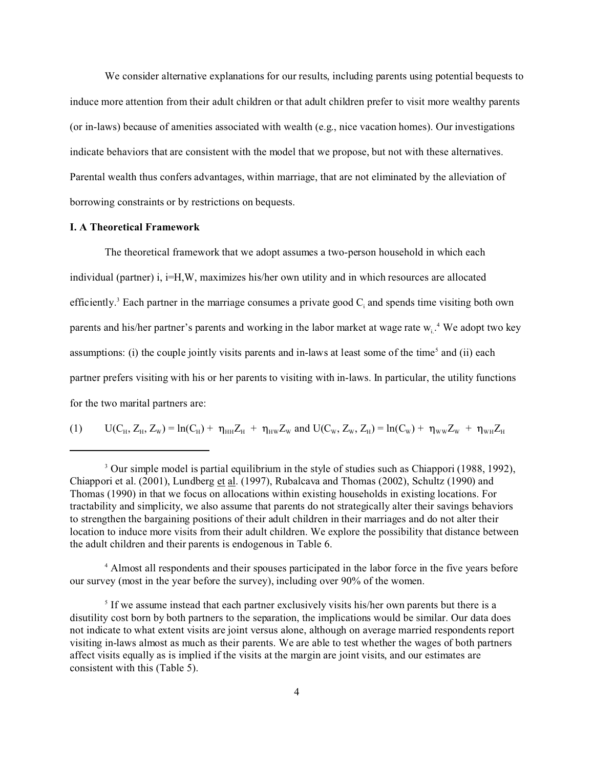We consider alternative explanations for our results, including parents using potential bequests to induce more attention from their adult children or that adult children prefer to visit more wealthy parents (or in-laws) because of amenities associated with wealth (e.g., nice vacation homes). Our investigations indicate behaviors that are consistent with the model that we propose, but not with these alternatives. Parental wealth thus confers advantages, within marriage, that are not eliminated by the alleviation of borrowing constraints or by restrictions on bequests.

**I. A Theoretical Framework**

The theoretical framework that we adopt assumes a two-person household in which each individual (partner) i, i=H,W, maximizes his/her own utility and in which resources are allocated efficiently.[3] Each partner in the marriage consumes a private good $C_i$ and spends time visiting both own parents and his/her partner's parents and working in the labor market at wage rate $w_i$.[4] We adopt two key assumptions: (i) the couple jointly visits parents and in-laws at least some of the time[5] and (ii) each partner prefers visiting with his or her parents to visiting with in-laws. In particular, the utility functions for the two marital partners are:

$$(1) \qquad U(C_H, Z_H, Z_W) = \ln(C_H) + \eta_{HH}Z_H + \eta_{HW}Z_W \text{ and } U(C_W, Z_W, Z_H) = \ln(C_W) + \eta_{WW}Z_W + \eta_{WH}Z_H$$

---

[3] Our simple model is partial equilibrium in the style of studies such as Chiappori (1988, 1992), Chiappori et al. (2001), Lundberg et al. (1997), Rubalcava and Thomas (2002), Schultz (1990) and Thomas (1990) in that we focus on allocations within existing households in existing locations. For tractability and simplicity, we also assume that parents do not strategically alter their savings behaviors to strengthen the bargaining positions of their adult children in their marriages and do not alter their location to induce more visits from their adult children. We explore the possibility that distance between the adult children and their parents is endogenous in Table 6.

[4] Almost all respondents and their spouses participated in the labor force in the five years before our survey (most in the year before the survey), including over 90% of the women.

[5] If we assume instead that each partner exclusively visits his/her own parents but there is a disutility cost born by both partners to the separation, the implications would be similar. Our data does not indicate to what extent visits are joint versus alone, although on average married respondents report visiting in-laws almost as much as their parents. We are able to test whether the wages of both partners affect visits equally as is implied if the visits at the margin are joint visits, and our estimates are consistent with this (Table 5).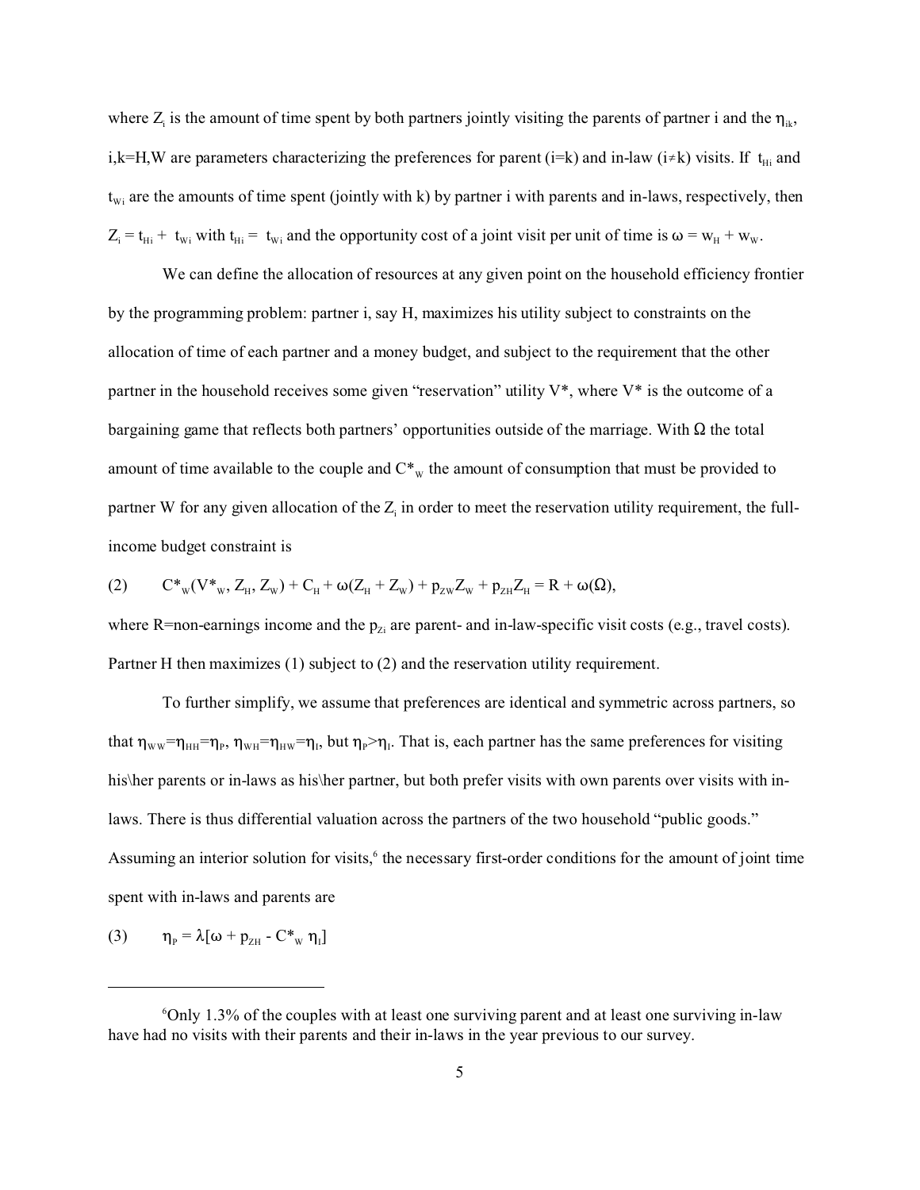where $Z_i$ is the amount of time spent by both partners jointly visiting the parents of partner i and the $\eta_{ik}$, i,k=H,W are parameters characterizing the preferences for parent (i=k) and in-law (i≠k) visits. If $t_{Hi}$ and $t_{Wi}$ are the amounts of time spent (jointly with k) by partner i with parents and in-laws, respectively, then $Z_i = t_{Hi} + t_{Wi}$ with $t_{Hi} = t_{Wi}$ and the opportunity cost of a joint visit per unit of time is $\omega = w_H + w_W$.

We can define the allocation of resources at any given point on the household efficiency frontier by the programming problem: partner i, say H, maximizes his utility subject to constraints on the allocation of time of each partner and a money budget, and subject to the requirement that the other partner in the household receives some given "reservation" utility V*, where V* is the outcome of a bargaining game that reflects both partners' opportunities outside of the marriage. With Ω the total amount of time available to the couple and $C^*_W$ the amount of consumption that must be provided to partner W for any given allocation of the $Z_i$ in order to meet the reservation utility requirement, the full-income budget constraint is

$$(2) \qquad C^*_W(V^*_W, Z_H, Z_W) + C_H + \omega(Z_H + Z_W) + p_{ZW}Z_W + p_{ZH}Z_H = R + \omega(\Omega),$$

where R=non-earnings income and the $p_{Zi}$ are parent- and in-law-specific visit costs (e.g., travel costs). Partner H then maximizes (1) subject to (2) and the reservation utility requirement.

To further simplify, we assume that preferences are identical and symmetric across partners, so that $\eta_{WW}=\eta_{HH}=\eta_P$, $\eta_{WH}=\eta_{HW}=\eta_I$, but $\eta_P>\eta_I$. That is, each partner has the same preferences for visiting his\her parents or in-laws as his\her partner, but both prefer visits with own parents over visits with in-laws. There is thus differential valuation across the partners of the two household "public goods." Assuming an interior solution for visits,[6] the necessary first-order conditions for the amount of joint time spent with in-laws and parents are

$$(3) \qquad \eta_P = \lambda[\omega + p_{ZH} - C^*_W\, \eta_I]$$

---

[6]Only 1.3% of the couples with at least one surviving parent and at least one surviving in-law have had no visits with their parents and their in-laws in the year previous to our survey.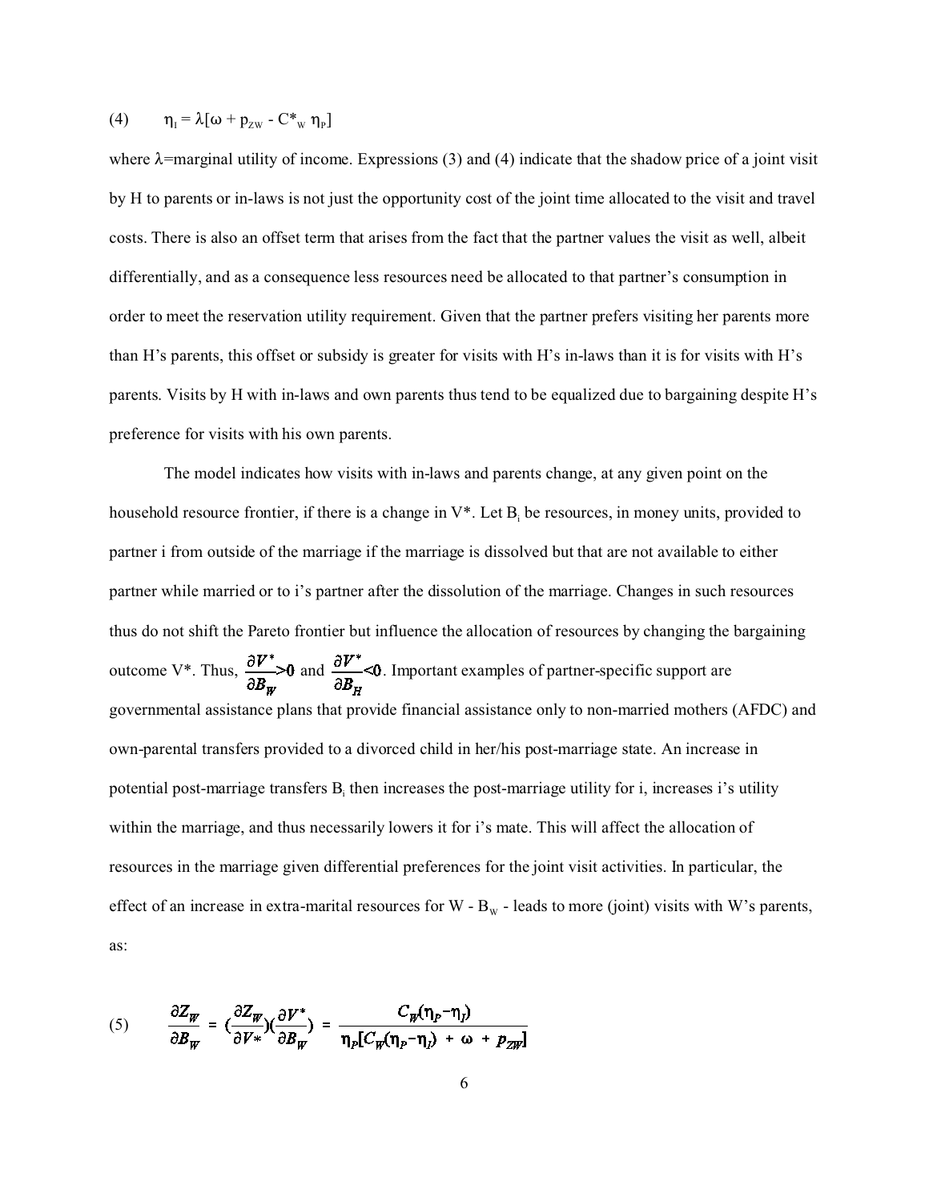$$(4) \qquad \eta_I = \lambda[\omega + p_{ZW} - C^*_W \eta_P]$$

where $\lambda$=marginal utility of income. Expressions (3) and (4) indicate that the shadow price of a joint visit by H to parents or in-laws is not just the opportunity cost of the joint time allocated to the visit and travel costs. There is also an offset term that arises from the fact that the partner values the visit as well, albeit differentially, and as a consequence less resources need be allocated to that partner's consumption in order to meet the reservation utility requirement. Given that the partner prefers visiting her parents more than H's parents, this offset or subsidy is greater for visits with H's in-laws than it is for visits with H's parents. Visits by H with in-laws and own parents thus tend to be equalized due to bargaining despite H's preference for visits with his own parents.

The model indicates how visits with in-laws and parents change, at any given point on the household resource frontier, if there is a change in V*. Let $B_i$ be resources, in money units, provided to partner i from outside of the marriage if the marriage is dissolved but that are not available to either partner while married or to i's partner after the dissolution of the marriage. Changes in such resources thus do not shift the Pareto frontier but influence the allocation of resources by changing the bargaining outcome V*. Thus, $\frac{\partial V^*}{\partial B_W}>0$ and $\frac{\partial V^*}{\partial B_H}<0$. Important examples of partner-specific support are governmental assistance plans that provide financial assistance only to non-married mothers (AFDC) and own-parental transfers provided to a divorced child in her/his post-marriage state. An increase in potential post-marriage transfers $B_i$ then increases the post-marriage utility for i, increases i's utility within the marriage, and thus necessarily lowers it for i's mate. This will affect the allocation of resources in the marriage given differential preferences for the joint visit activities. In particular, the effect of an increase in extra-marital resources for W - $B_W$ - leads to more (joint) visits with W's parents, as:

$$(5) \qquad \frac{\partial Z_W}{\partial B_W} = \left(\frac{\partial Z_W}{\partial V*}\right)\left(\frac{\partial V^*}{\partial B_W}\right) = \frac{C_W(\eta_P - \eta_I)}{\eta_P[C_W(\eta_P - \eta_I) + \omega + p_{ZW}]}$$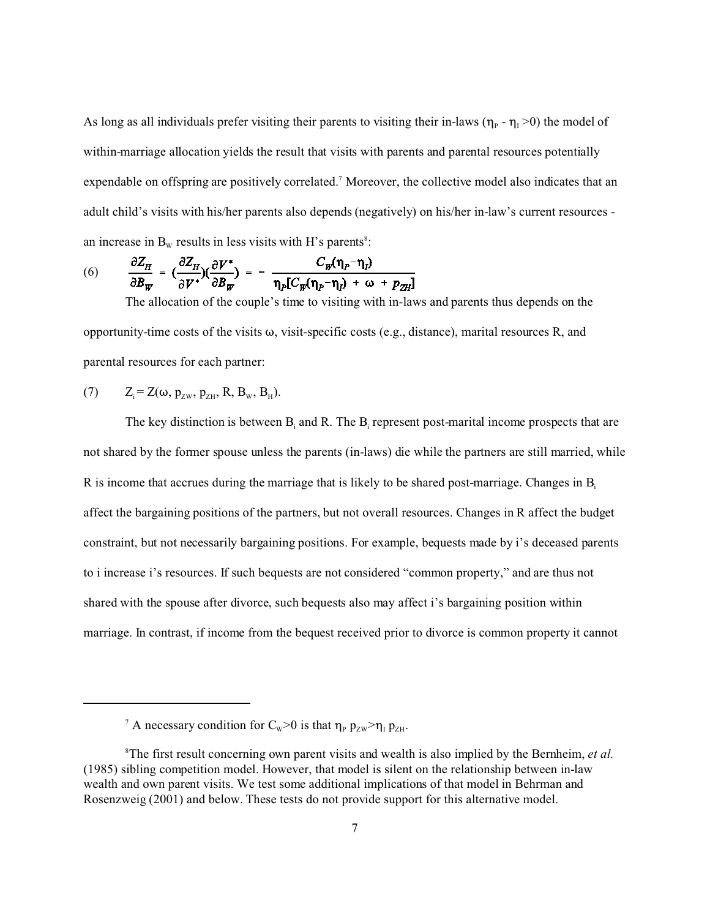As long as all individuals prefer visiting their parents to visiting their in-laws ($\eta_P - \eta_I > 0$) the model of within-marriage allocation yields the result that visits with parents and parental resources potentially expendable on offspring are positively correlated.[7] Moreover, the collective model also indicates that an adult child's visits with his/her parents also depends (negatively) on his/her in-law's current resources - an increase in $B_W$ results in less visits with H's parents[8]:

$$(6) \qquad \frac{\partial Z_H}{\partial B_W} = \left(\frac{\partial Z_H}{\partial V^*}\right)\left(\frac{\partial V^*}{\partial B_W}\right) = -\frac{C_W(\eta_P - \eta_I)}{\eta_P[C_W(\eta_P - \eta_I) + \omega + p_{ZH}]}$$

The allocation of the couple's time to visiting with in-laws and parents thus depends on the opportunity-time costs of the visits $\omega$, visit-specific costs (e.g., distance), marital resources R, and parental resources for each partner:

$$(7) \qquad Z_i = Z(\omega, p_{ZW}, p_{ZH}, R, B_W, B_H).$$

The key distinction is between $B_i$ and R. The $B_i$ represent post-marital income prospects that are not shared by the former spouse unless the parents (in-laws) die while the partners are still married, while R is income that accrues during the marriage that is likely to be shared post-marriage. Changes in $B_i$ affect the bargaining positions of the partners, but not overall resources. Changes in R affect the budget constraint, but not necessarily bargaining positions. For example, bequests made by i's deceased parents to i increase i's resources. If such bequests are not considered "common property," and are thus not shared with the spouse after divorce, such bequests also may affect i's bargaining position within marriage. In contrast, if income from the bequest received prior to divorce is common property it cannot

---

[7] A necessary condition for $C_W > 0$ is that $\eta_P \, p_{ZW} > \eta_I \, p_{ZH}$.

[8] The first result concerning own parent visits and wealth is also implied by the Bernheim, *et al.* (1985) sibling competition model. However, that model is silent on the relationship between in-law wealth and own parent visits. We test some additional implications of that model in Behrman and Rosenzweig (2001) and below. These tests do not provide support for this alternative model.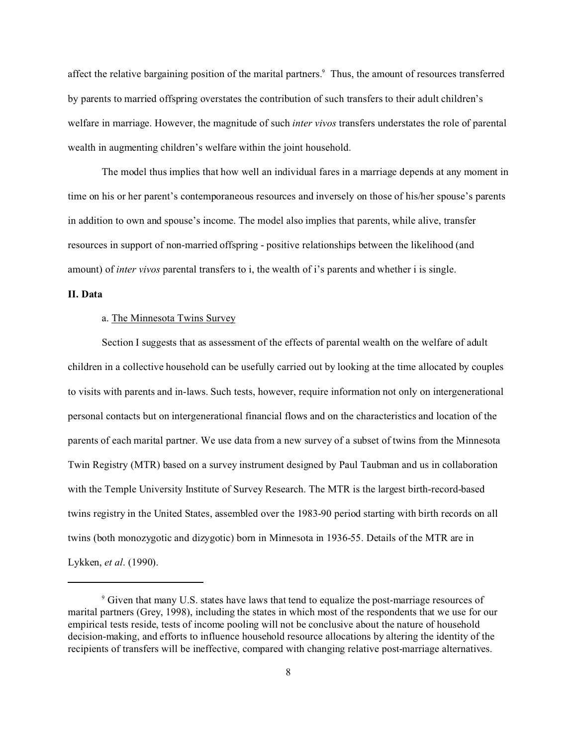affect the relative bargaining position of the marital partners.[9] Thus, the amount of resources transferred by parents to married offspring overstates the contribution of such transfers to their adult children's welfare in marriage. However, the magnitude of such *inter vivos* transfers understates the role of parental wealth in augmenting children's welfare within the joint household.

The model thus implies that how well an individual fares in a marriage depends at any moment in time on his or her parent's contemporaneous resources and inversely on those of his/her spouse's parents in addition to own and spouse's income. The model also implies that parents, while alive, transfer resources in support of non-married offspring - positive relationships between the likelihood (and amount) of *inter vivos* parental transfers to i, the wealth of i's parents and whether i is single.

## II. Data

### a. The Minnesota Twins Survey

Section I suggests that as assessment of the effects of parental wealth on the welfare of adult children in a collective household can be usefully carried out by looking at the time allocated by couples to visits with parents and in-laws. Such tests, however, require information not only on intergenerational personal contacts but on intergenerational financial flows and on the characteristics and location of the parents of each marital partner. We use data from a new survey of a subset of twins from the Minnesota Twin Registry (MTR) based on a survey instrument designed by Paul Taubman and us in collaboration with the Temple University Institute of Survey Research. The MTR is the largest birth-record-based twins registry in the United States, assembled over the 1983-90 period starting with birth records on all twins (both monozygotic and dizygotic) born in Minnesota in 1936-55. Details of the MTR are in Lykken, *et al*. (1990).

---

[9] Given that many U.S. states have laws that tend to equalize the post-marriage resources of marital partners (Grey, 1998), including the states in which most of the respondents that we use for our empirical tests reside, tests of income pooling will not be conclusive about the nature of household decision-making, and efforts to influence household resource allocations by altering the identity of the recipients of transfers will be ineffective, compared with changing relative post-marriage alternatives.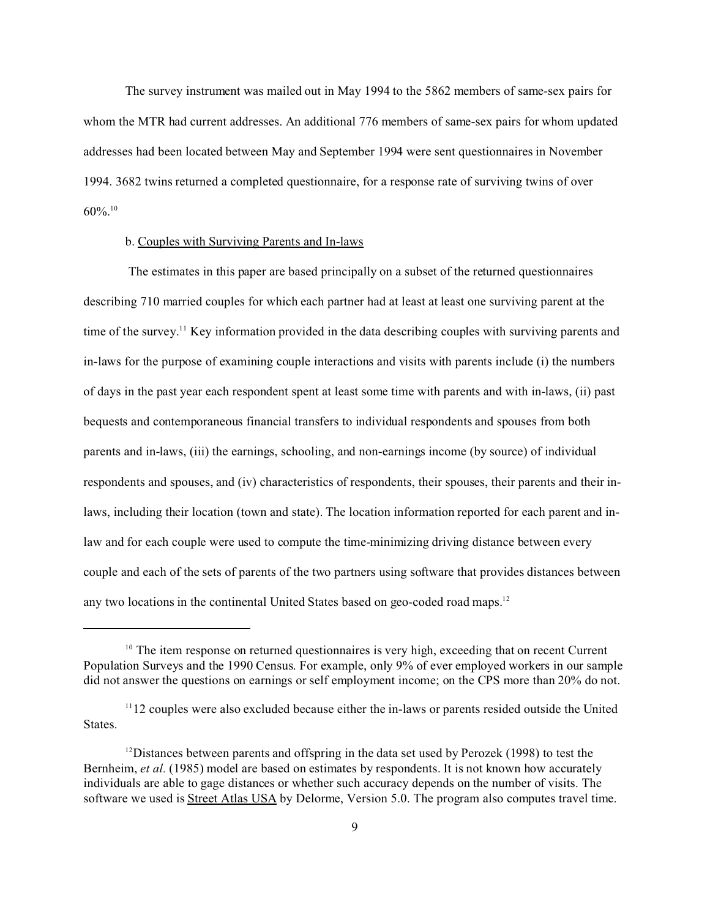The survey instrument was mailed out in May 1994 to the 5862 members of same-sex pairs for whom the MTR had current addresses. An additional 776 members of same-sex pairs for whom updated addresses had been located between May and September 1994 were sent questionnaires in November 1994. 3682 twins returned a completed questionnaire, for a response rate of surviving twins of over 60%.[10]

b. Couples with Surviving Parents and In-laws

The estimates in this paper are based principally on a subset of the returned questionnaires describing 710 married couples for which each partner had at least at least one surviving parent at the time of the survey.[11] Key information provided in the data describing couples with surviving parents and in-laws for the purpose of examining couple interactions and visits with parents include (i) the numbers of days in the past year each respondent spent at least some time with parents and with in-laws, (ii) past bequests and contemporaneous financial transfers to individual respondents and spouses from both parents and in-laws, (iii) the earnings, schooling, and non-earnings income (by source) of individual respondents and spouses, and (iv) characteristics of respondents, their spouses, their parents and their in-laws, including their location (town and state). The location information reported for each parent and in-law and for each couple were used to compute the time-minimizing driving distance between every couple and each of the sets of parents of the two partners using software that provides distances between any two locations in the continental United States based on geo-coded road maps.[12]

---

[10] The item response on returned questionnaires is very high, exceeding that on recent Current Population Surveys and the 1990 Census. For example, only 9% of ever employed workers in our sample did not answer the questions on earnings or self employment income; on the CPS more than 20% do not.

[11] 12 couples were also excluded because either the in-laws or parents resided outside the United States.

[12] Distances between parents and offspring in the data set used by Perozek (1998) to test the Bernheim, *et al.* (1985) model are based on estimates by respondents. It is not known how accurately individuals are able to gage distances or whether such accuracy depends on the number of visits. The software we used is Street Atlas USA by Delorme, Version 5.0. The program also computes travel time.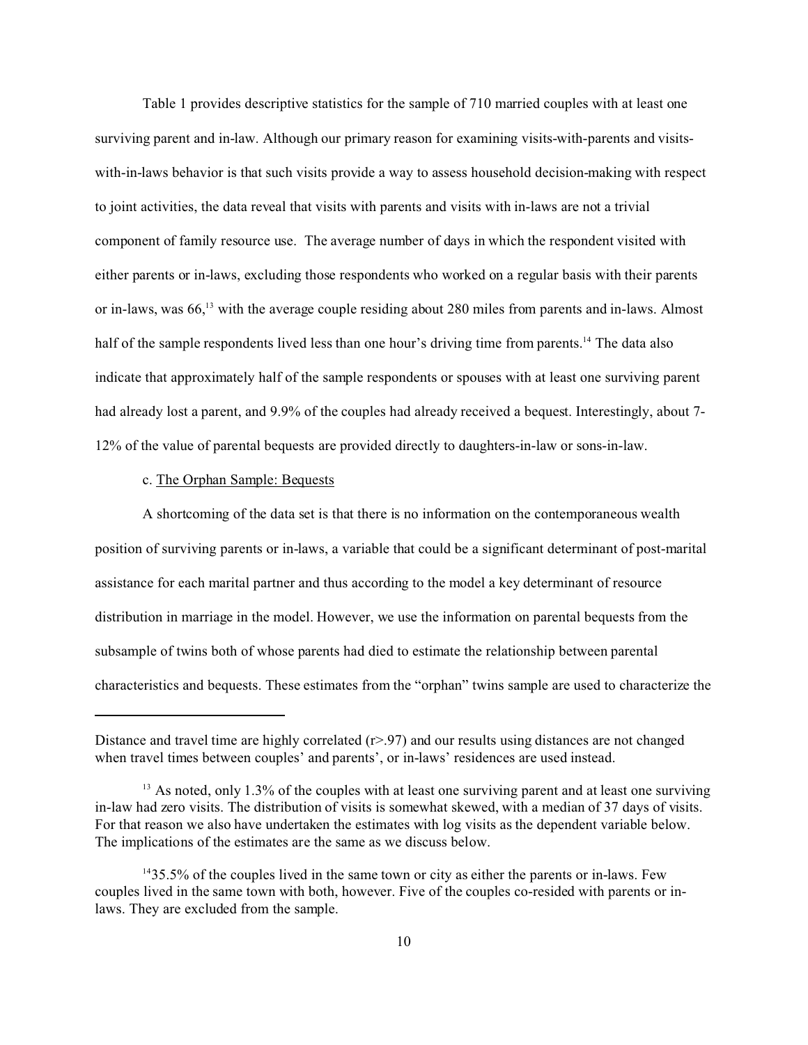Table 1 provides descriptive statistics for the sample of 710 married couples with at least one surviving parent and in-law. Although our primary reason for examining visits-with-parents and visits-with-in-laws behavior is that such visits provide a way to assess household decision-making with respect to joint activities, the data reveal that visits with parents and visits with in-laws are not a trivial component of family resource use. The average number of days in which the respondent visited with either parents or in-laws, excluding those respondents who worked on a regular basis with their parents or in-laws, was 66,[13] with the average couple residing about 280 miles from parents and in-laws. Almost half of the sample respondents lived less than one hour's driving time from parents.[14] The data also indicate that approximately half of the sample respondents or spouses with at least one surviving parent had already lost a parent, and 9.9% of the couples had already received a bequest. Interestingly, about 7-12% of the value of parental bequests are provided directly to daughters-in-law or sons-in-law.

c. The Orphan Sample: Bequests

A shortcoming of the data set is that there is no information on the contemporaneous wealth position of surviving parents or in-laws, a variable that could be a significant determinant of post-marital assistance for each marital partner and thus according to the model a key determinant of resource distribution in marriage in the model. However, we use the information on parental bequests from the subsample of twins both of whose parents had died to estimate the relationship between parental characteristics and bequests. These estimates from the "orphan" twins sample are used to characterize the

---

Distance and travel time are highly correlated (r>.97) and our results using distances are not changed when travel times between couples' and parents', or in-laws' residences are used instead.

[13] As noted, only 1.3% of the couples with at least one surviving parent and at least one surviving in-law had zero visits. The distribution of visits is somewhat skewed, with a median of 37 days of visits. For that reason we also have undertaken the estimates with log visits as the dependent variable below. The implications of the estimates are the same as we discuss below.

[14] 35.5% of the couples lived in the same town or city as either the parents or in-laws. Few couples lived in the same town with both, however. Five of the couples co-resided with parents or in-laws. They are excluded from the sample.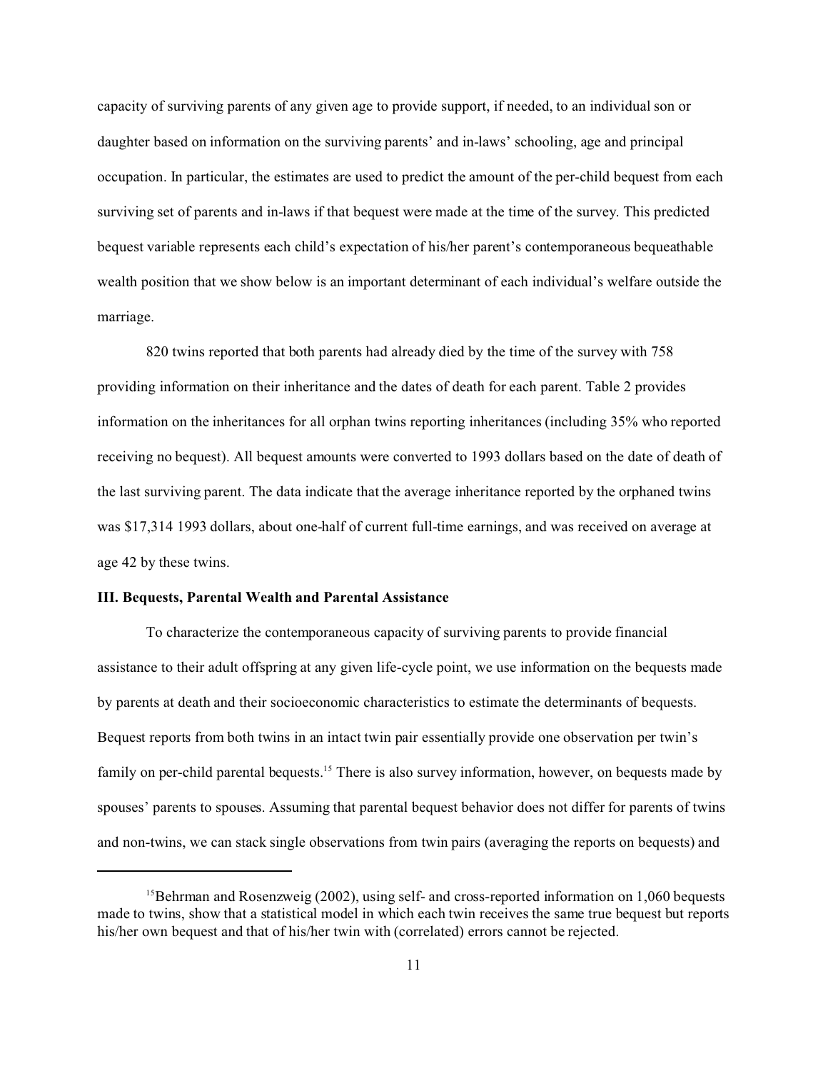capacity of surviving parents of any given age to provide support, if needed, to an individual son or daughter based on information on the surviving parents' and in-laws' schooling, age and principal occupation. In particular, the estimates are used to predict the amount of the per-child bequest from each surviving set of parents and in-laws if that bequest were made at the time of the survey. This predicted bequest variable represents each child's expectation of his/her parent's contemporaneous bequeathable wealth position that we show below is an important determinant of each individual's welfare outside the marriage.

820 twins reported that both parents had already died by the time of the survey with 758 providing information on their inheritance and the dates of death for each parent. Table 2 provides information on the inheritances for all orphan twins reporting inheritances (including 35% who reported receiving no bequest). All bequest amounts were converted to 1993 dollars based on the date of death of the last surviving parent. The data indicate that the average inheritance reported by the orphaned twins was $17,314 1993 dollars, about one-half of current full-time earnings, and was received on average at age 42 by these twins.

### III. Bequests, Parental Wealth and Parental Assistance

To characterize the contemporaneous capacity of surviving parents to provide financial assistance to their adult offspring at any given life-cycle point, we use information on the bequests made by parents at death and their socioeconomic characteristics to estimate the determinants of bequests. Bequest reports from both twins in an intact twin pair essentially provide one observation per twin's family on per-child parental bequests.[15] There is also survey information, however, on bequests made by spouses' parents to spouses. Assuming that parental bequest behavior does not differ for parents of twins and non-twins, we can stack single observations from twin pairs (averaging the reports on bequests) and

[15] Behrman and Rosenzweig (2002), using self- and cross-reported information on 1,060 bequests made to twins, show that a statistical model in which each twin receives the same true bequest but reports his/her own bequest and that of his/her twin with (correlated) errors cannot be rejected.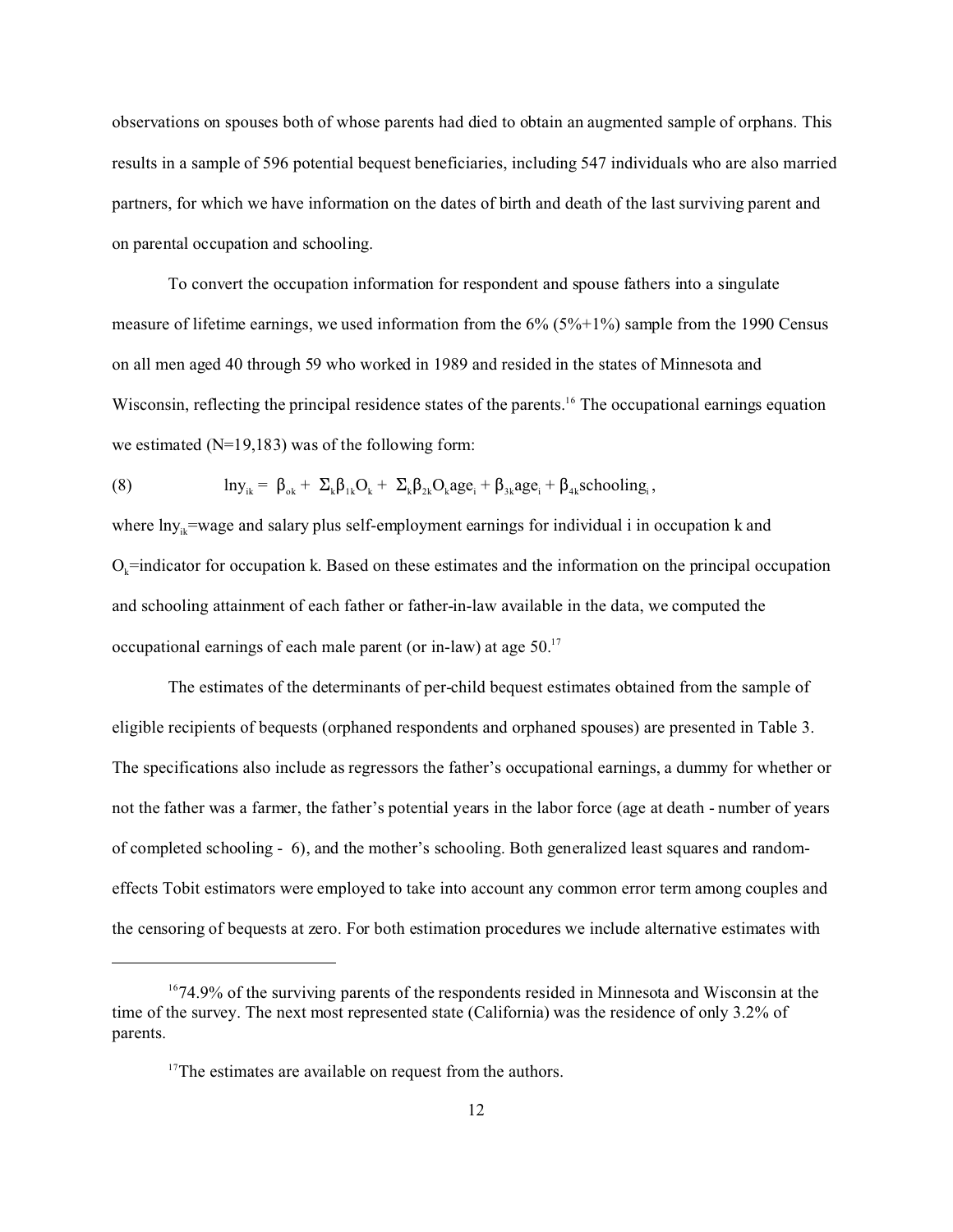observations on spouses both of whose parents had died to obtain an augmented sample of orphans. This results in a sample of 596 potential bequest beneficiaries, including 547 individuals who are also married partners, for which we have information on the dates of birth and death of the last surviving parent and on parental occupation and schooling.

To convert the occupation information for respondent and spouse fathers into a singulate measure of lifetime earnings, we used information from the 6% (5%+1%) sample from the 1990 Census on all men aged 40 through 59 who worked in 1989 and resided in the states of Minnesota and Wisconsin, reflecting the principal residence states of the parents.[16] The occupational earnings equation we estimated (N=19,183) was of the following form:

$$\text{(8)} \qquad \ln y_{ik} = \beta_{ok} + \Sigma_k \beta_{1k} O_k + \Sigma_k \beta_{2k} O_k \text{age}_i + \beta_{3k} \text{age}_i + \beta_{4k} \text{schooling}_i ,$$

where $\ln y_{ik}$=wage and salary plus self-employment earnings for individual i in occupation k and $O_k$=indicator for occupation k. Based on these estimates and the information on the principal occupation and schooling attainment of each father or father-in-law available in the data, we computed the occupational earnings of each male parent (or in-law) at age 50.[17]

The estimates of the determinants of per-child bequest estimates obtained from the sample of eligible recipients of bequests (orphaned respondents and orphaned spouses) are presented in Table 3. The specifications also include as regressors the father's occupational earnings, a dummy for whether or not the father was a farmer, the father's potential years in the labor force (age at death - number of years of completed schooling - 6), and the mother's schooling. Both generalized least squares and random-effects Tobit estimators were employed to take into account any common error term among couples and the censoring of bequests at zero. For both estimation procedures we include alternative estimates with

---

[16] 74.9% of the surviving parents of the respondents resided in Minnesota and Wisconsin at the time of the survey. The next most represented state (California) was the residence of only 3.2% of parents.

[17] The estimates are available on request from the authors.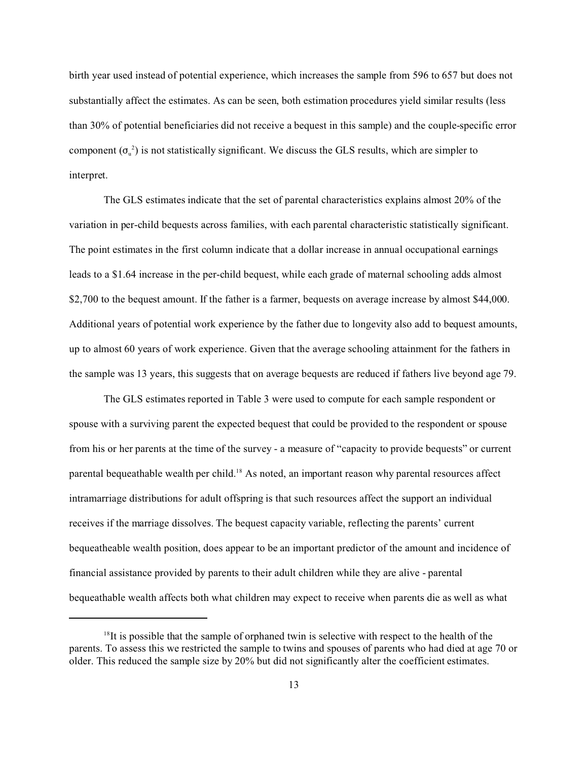birth year used instead of potential experience, which increases the sample from 596 to 657 but does not substantially affect the estimates. As can be seen, both estimation procedures yield similar results (less than 30% of potential beneficiaries did not receive a bequest in this sample) and the couple-specific error component ($\sigma_u^2$) is not statistically significant. We discuss the GLS results, which are simpler to interpret.

The GLS estimates indicate that the set of parental characteristics explains almost 20% of the variation in per-child bequests across families, with each parental characteristic statistically significant. The point estimates in the first column indicate that a dollar increase in annual occupational earnings leads to a \$1.64 increase in the per-child bequest, while each grade of maternal schooling adds almost \$2,700 to the bequest amount. If the father is a farmer, bequests on average increase by almost \$44,000. Additional years of potential work experience by the father due to longevity also add to bequest amounts, up to almost 60 years of work experience. Given that the average schooling attainment for the fathers in the sample was 13 years, this suggests that on average bequests are reduced if fathers live beyond age 79.

The GLS estimates reported in Table 3 were used to compute for each sample respondent or spouse with a surviving parent the expected bequest that could be provided to the respondent or spouse from his or her parents at the time of the survey - a measure of "capacity to provide bequests" or current parental bequeathable wealth per child.[18] As noted, an important reason why parental resources affect intramarriage distributions for adult offspring is that such resources affect the support an individual receives if the marriage dissolves. The bequest capacity variable, reflecting the parents' current bequeatheable wealth position, does appear to be an important predictor of the amount and incidence of financial assistance provided by parents to their adult children while they are alive - parental bequeathable wealth affects both what children may expect to receive when parents die as well as what

[18]It is possible that the sample of orphaned twin is selective with respect to the health of the parents. To assess this we restricted the sample to twins and spouses of parents who had died at age 70 or older. This reduced the sample size by 20% but did not significantly alter the coefficient estimates.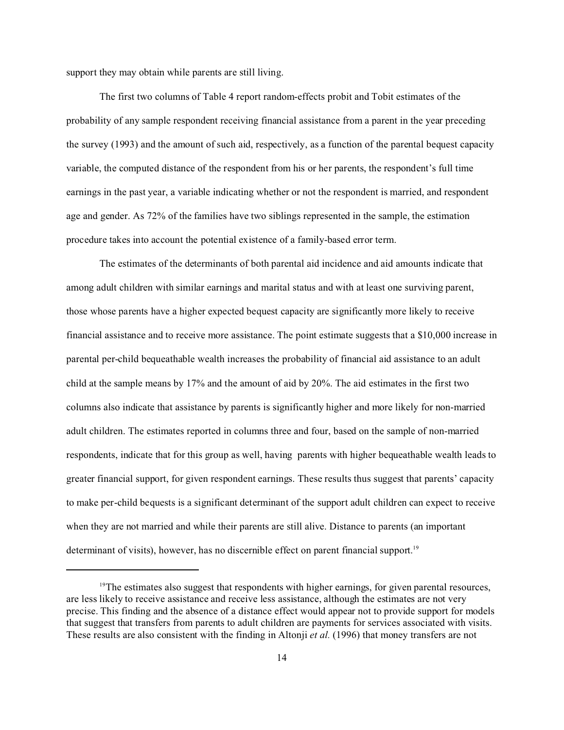support they may obtain while parents are still living.

The first two columns of Table 4 report random-effects probit and Tobit estimates of the probability of any sample respondent receiving financial assistance from a parent in the year preceding the survey (1993) and the amount of such aid, respectively, as a function of the parental bequest capacity variable, the computed distance of the respondent from his or her parents, the respondent's full time earnings in the past year, a variable indicating whether or not the respondent is married, and respondent age and gender. As 72% of the families have two siblings represented in the sample, the estimation procedure takes into account the potential existence of a family-based error term.

The estimates of the determinants of both parental aid incidence and aid amounts indicate that among adult children with similar earnings and marital status and with at least one surviving parent, those whose parents have a higher expected bequest capacity are significantly more likely to receive financial assistance and to receive more assistance. The point estimate suggests that a $10,000 increase in parental per-child bequeathable wealth increases the probability of financial aid assistance to an adult child at the sample means by 17% and the amount of aid by 20%. The aid estimates in the first two columns also indicate that assistance by parents is significantly higher and more likely for non-married adult children. The estimates reported in columns three and four, based on the sample of non-married respondents, indicate that for this group as well, having parents with higher bequeathable wealth leads to greater financial support, for given respondent earnings. These results thus suggest that parents' capacity to make per-child bequests is a significant determinant of the support adult children can expect to receive when they are not married and while their parents are still alive. Distance to parents (an important determinant of visits), however, has no discernible effect on parent financial support.[19]

---

[19] The estimates also suggest that respondents with higher earnings, for given parental resources, are less likely to receive assistance and receive less assistance, although the estimates are not very precise. This finding and the absence of a distance effect would appear not to provide support for models that suggest that transfers from parents to adult children are payments for services associated with visits. These results are also consistent with the finding in Altonji *et al.* (1996) that money transfers are not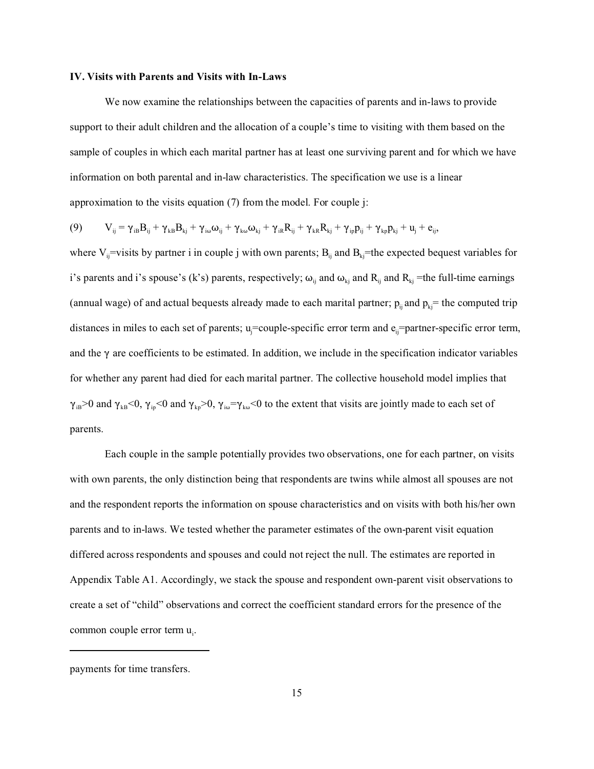### IV. Visits with Parents and Visits with In-Laws

We now examine the relationships between the capacities of parents and in-laws to provide support to their adult children and the allocation of a couple's time to visiting with them based on the sample of couples in which each marital partner has at least one surviving parent and for which we have information on both parental and in-law characteristics. The specification we use is a linear approximation to the visits equation (7) from the model. For couple j:

$$V_{ij} = \gamma_{iB}B_{ij} + \gamma_{kB}B_{kj} + \gamma_{i\omega}\omega_{ij} + \gamma_{k\omega}\omega_{kj} + \gamma_{iR}R_{ij} + \gamma_{kR}R_{kj} + \gamma_{ip}p_{ij} + \gamma_{kp}p_{kj} + u_j + e_{ij}, \quad (9)$$

where $V_{ij}$=visits by partner i in couple j with own parents; $B_{ij}$ and $B_{kj}$=the expected bequest variables for i's parents and i's spouse's (k's) parents, respectively; $\omega_{ij}$ and $\omega_{kj}$ and $R_{ij}$ and $R_{kj}$ =the full-time earnings (annual wage) of and actual bequests already made to each marital partner; $p_{ij}$ and $p_{kj}$= the computed trip distances in miles to each set of parents; $u_j$=couple-specific error term and $e_{ij}$=partner-specific error term, and the $\gamma$ are coefficients to be estimated. In addition, we include in the specification indicator variables for whether any parent had died for each marital partner. The collective household model implies that $\gamma_{iB}>0$ and $\gamma_{kB}<0$, $\gamma_{ip}<0$ and $\gamma_{kp}>0$, $\gamma_{i\omega}=\gamma_{k\omega}<0$ to the extent that visits are jointly made to each set of parents.

Each couple in the sample potentially provides two observations, one for each partner, on visits with own parents, the only distinction being that respondents are twins while almost all spouses are not and the respondent reports the information on spouse characteristics and on visits with both his/her own parents and to in-laws. We tested whether the parameter estimates of the own-parent visit equation differed across respondents and spouses and could not reject the null. The estimates are reported in Appendix Table A1. Accordingly, we stack the spouse and respondent own-parent visit observations to create a set of "child" observations and correct the coefficient standard errors for the presence of the common couple error term $u_i$.

---

payments for time transfers.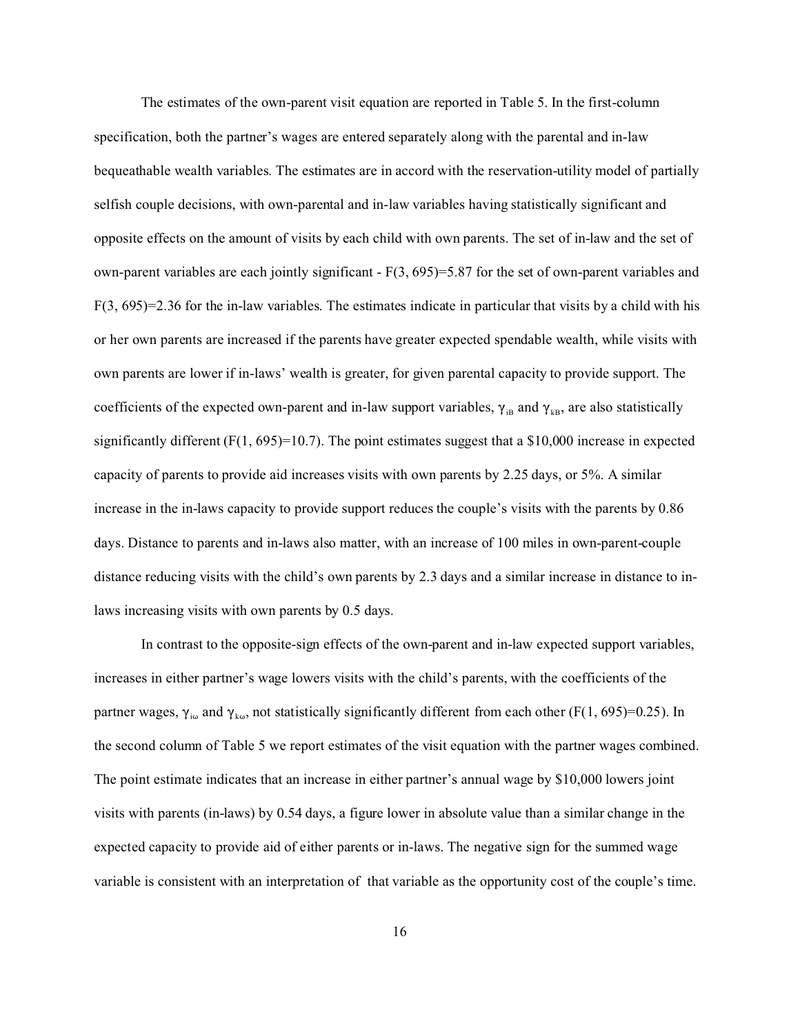The estimates of the own-parent visit equation are reported in Table 5. In the first-column specification, both the partner's wages are entered separately along with the parental and in-law bequeathable wealth variables. The estimates are in accord with the reservation-utility model of partially selfish couple decisions, with own-parental and in-law variables having statistically significant and opposite effects on the amount of visits by each child with own parents. The set of in-law and the set of own-parent variables are each jointly significant - $F(3, 695)=5.87$ for the set of own-parent variables and $F(3, 695)=2.36$ for the in-law variables. The estimates indicate in particular that visits by a child with his or her own parents are increased if the parents have greater expected spendable wealth, while visits with own parents are lower if in-laws' wealth is greater, for given parental capacity to provide support. The coefficients of the expected own-parent and in-law support variables, $\gamma_{iB}$ and $\gamma_{kB}$, are also statistically significantly different ($F(1, 695)=10.7$). The point estimates suggest that a \$10,000 increase in expected capacity of parents to provide aid increases visits with own parents by 2.25 days, or 5%. A similar increase in the in-laws capacity to provide support reduces the couple's visits with the parents by 0.86 days. Distance to parents and in-laws also matter, with an increase of 100 miles in own-parent-couple distance reducing visits with the child's own parents by 2.3 days and a similar increase in distance to in-laws increasing visits with own parents by 0.5 days.

In contrast to the opposite-sign effects of the own-parent and in-law expected support variables, increases in either partner's wage lowers visits with the child's parents, with the coefficients of the partner wages, $\gamma_{i\omega}$ and $\gamma_{k\omega}$, not statistically significantly different from each other ($F(1, 695)=0.25$). In the second column of Table 5 we report estimates of the visit equation with the partner wages combined. The point estimate indicates that an increase in either partner's annual wage by \$10,000 lowers joint visits with parents (in-laws) by 0.54 days, a figure lower in absolute value than a similar change in the expected capacity to provide aid of either parents or in-laws. The negative sign for the summed wage variable is consistent with an interpretation of that variable as the opportunity cost of the couple's time.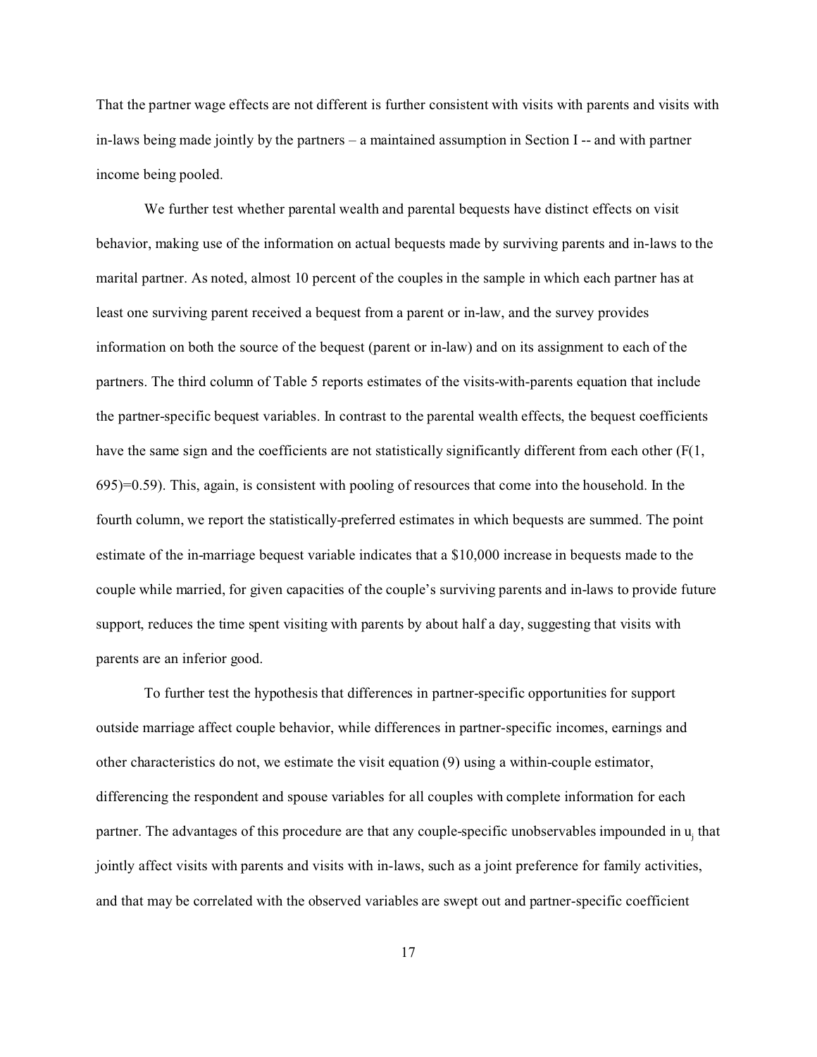That the partner wage effects are not different is further consistent with visits with parents and visits with in-laws being made jointly by the partners – a maintained assumption in Section I -- and with partner income being pooled.

We further test whether parental wealth and parental bequests have distinct effects on visit behavior, making use of the information on actual bequests made by surviving parents and in-laws to the marital partner. As noted, almost 10 percent of the couples in the sample in which each partner has at least one surviving parent received a bequest from a parent or in-law, and the survey provides information on both the source of the bequest (parent or in-law) and on its assignment to each of the partners. The third column of Table 5 reports estimates of the visits-with-parents equation that include the partner-specific bequest variables. In contrast to the parental wealth effects, the bequest coefficients have the same sign and the coefficients are not statistically significantly different from each other ($F(1, 695)=0.59$). This, again, is consistent with pooling of resources that come into the household. In the fourth column, we report the statistically-preferred estimates in which bequests are summed. The point estimate of the in-marriage bequest variable indicates that a $10,000 increase in bequests made to the couple while married, for given capacities of the couple's surviving parents and in-laws to provide future support, reduces the time spent visiting with parents by about half a day, suggesting that visits with parents are an inferior good.

To further test the hypothesis that differences in partner-specific opportunities for support outside marriage affect couple behavior, while differences in partner-specific incomes, earnings and other characteristics do not, we estimate the visit equation (9) using a within-couple estimator, differencing the respondent and spouse variables for all couples with complete information for each partner. The advantages of this procedure are that any couple-specific unobservables impounded in $u_j$ that jointly affect visits with parents and visits with in-laws, such as a joint preference for family activities, and that may be correlated with the observed variables are swept out and partner-specific coefficient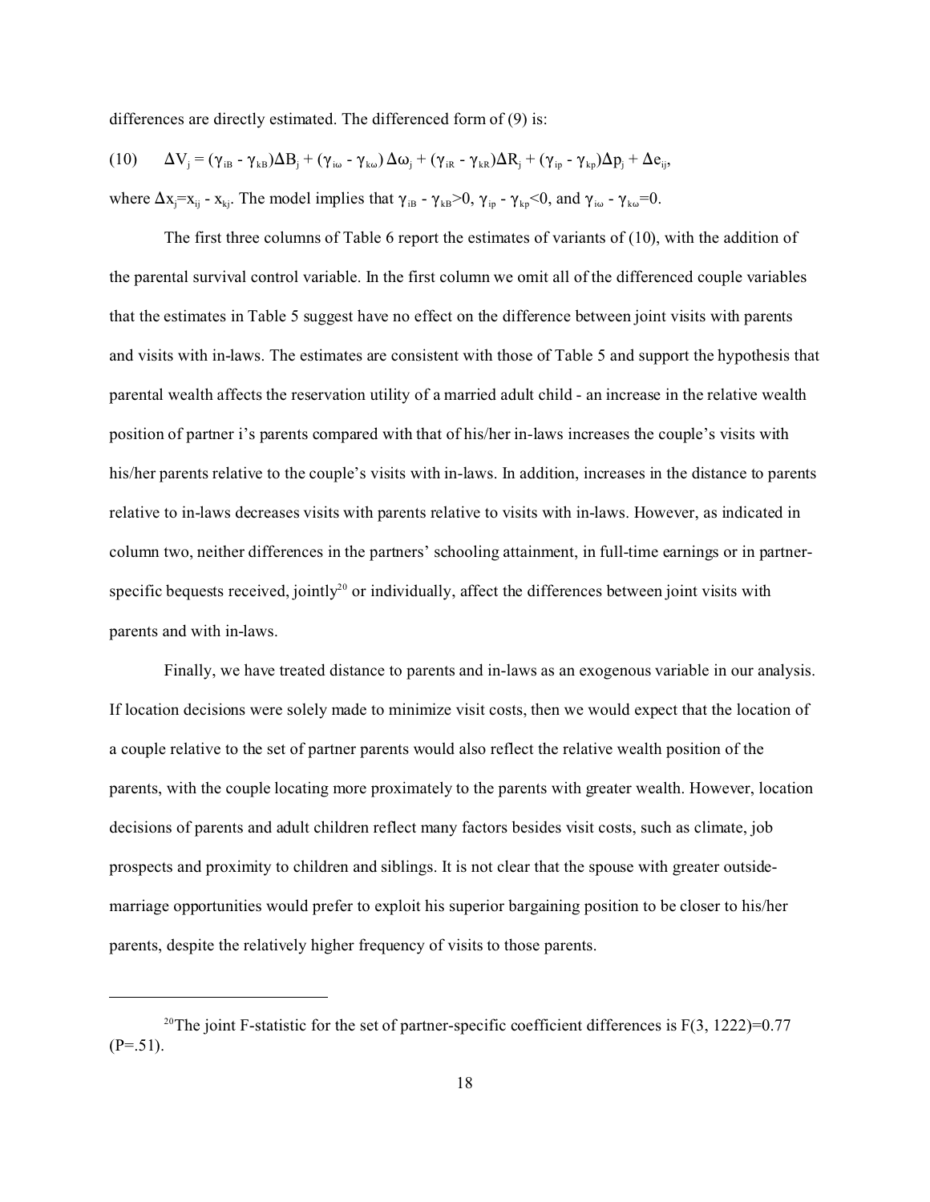differences are directly estimated. The differenced form of (9) is:

$$(10) \qquad \Delta V_j = (\gamma_{iB} - \gamma_{kB})\Delta B_j + (\gamma_{i\omega} - \gamma_{k\omega})\,\Delta\omega_j + (\gamma_{iR} - \gamma_{kR})\Delta R_j + (\gamma_{ip} - \gamma_{kp})\Delta p_j + \Delta e_{ij},$$

where $\Delta x_j = x_{ij} - x_{kj}$. The model implies that $\gamma_{iB} - \gamma_{kB} > 0$, $\gamma_{ip} - \gamma_{kp} < 0$, and $\gamma_{i\omega} - \gamma_{k\omega} = 0$.

The first three columns of Table 6 report the estimates of variants of (10), with the addition of the parental survival control variable. In the first column we omit all of the differenced couple variables that the estimates in Table 5 suggest have no effect on the difference between joint visits with parents and visits with in-laws. The estimates are consistent with those of Table 5 and support the hypothesis that parental wealth affects the reservation utility of a married adult child - an increase in the relative wealth position of partner i's parents compared with that of his/her in-laws increases the couple's visits with his/her parents relative to the couple's visits with in-laws. In addition, increases in the distance to parents relative to in-laws decreases visits with parents relative to visits with in-laws. However, as indicated in column two, neither differences in the partners' schooling attainment, in full-time earnings or in partner-specific bequests received, jointly[20] or individually, affect the differences between joint visits with parents and with in-laws.

Finally, we have treated distance to parents and in-laws as an exogenous variable in our analysis. If location decisions were solely made to minimize visit costs, then we would expect that the location of a couple relative to the set of partner parents would also reflect the relative wealth position of the parents, with the couple locating more proximately to the parents with greater wealth. However, location decisions of parents and adult children reflect many factors besides visit costs, such as climate, job prospects and proximity to children and siblings. It is not clear that the spouse with greater outside-marriage opportunities would prefer to exploit his superior bargaining position to be closer to his/her parents, despite the relatively higher frequency of visits to those parents.

---

[20]The joint F-statistic for the set of partner-specific coefficient differences is $F(3, 1222)=0.77$ $(P=.51)$.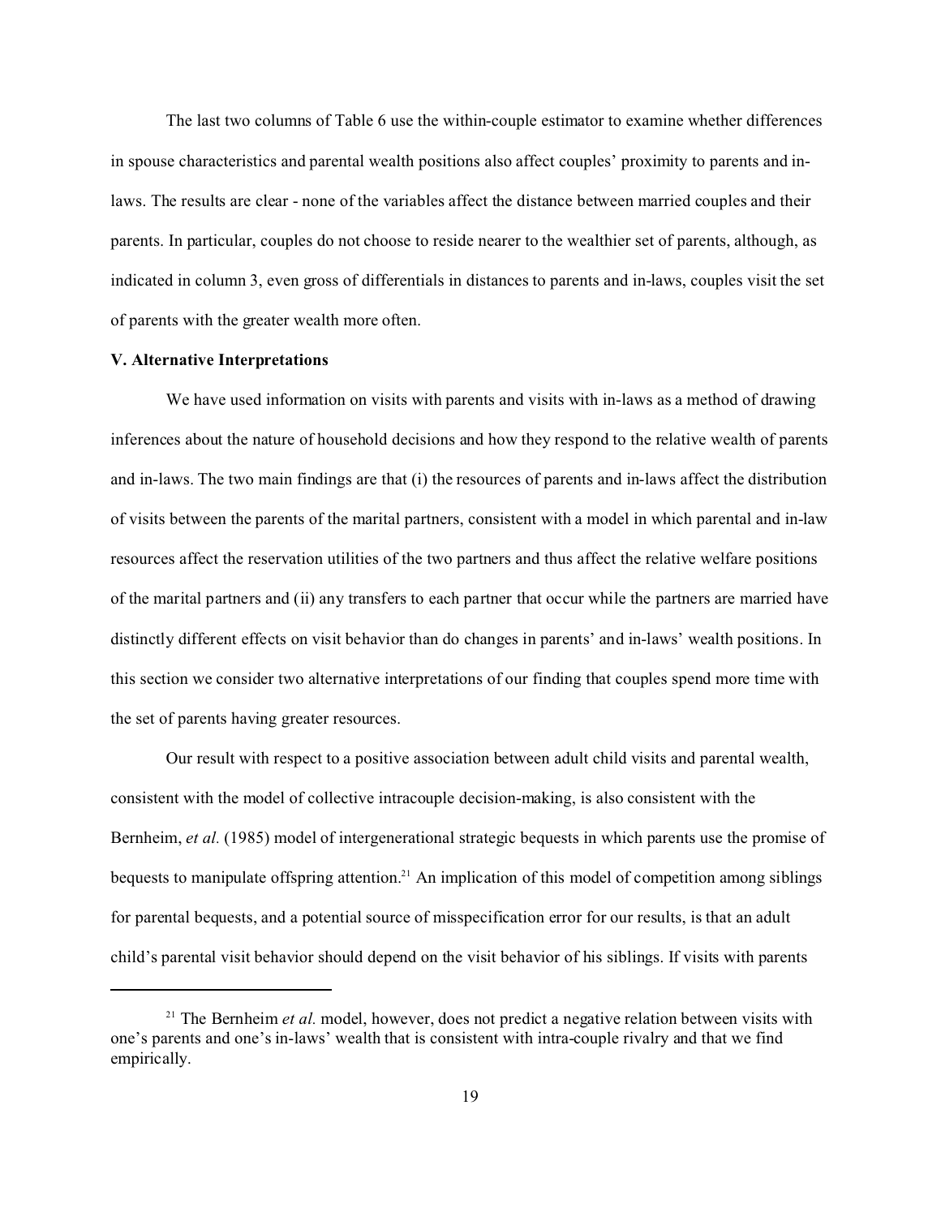The last two columns of Table 6 use the within-couple estimator to examine whether differences in spouse characteristics and parental wealth positions also affect couples' proximity to parents and in-laws. The results are clear - none of the variables affect the distance between married couples and their parents. In particular, couples do not choose to reside nearer to the wealthier set of parents, although, as indicated in column 3, even gross of differentials in distances to parents and in-laws, couples visit the set of parents with the greater wealth more often.

**V. Alternative Interpretations**

We have used information on visits with parents and visits with in-laws as a method of drawing inferences about the nature of household decisions and how they respond to the relative wealth of parents and in-laws. The two main findings are that (i) the resources of parents and in-laws affect the distribution of visits between the parents of the marital partners, consistent with a model in which parental and in-law resources affect the reservation utilities of the two partners and thus affect the relative welfare positions of the marital partners and (ii) any transfers to each partner that occur while the partners are married have distinctly different effects on visit behavior than do changes in parents' and in-laws' wealth positions. In this section we consider two alternative interpretations of our finding that couples spend more time with the set of parents having greater resources.

Our result with respect to a positive association between adult child visits and parental wealth, consistent with the model of collective intracouple decision-making, is also consistent with the Bernheim, *et al.* (1985) model of intergenerational strategic bequests in which parents use the promise of bequests to manipulate offspring attention.[21] An implication of this model of competition among siblings for parental bequests, and a potential source of misspecification error for our results, is that an adult child's parental visit behavior should depend on the visit behavior of his siblings. If visits with parents

[21] The Bernheim *et al.* model, however, does not predict a negative relation between visits with one's parents and one's in-laws' wealth that is consistent with intra-couple rivalry and that we find empirically.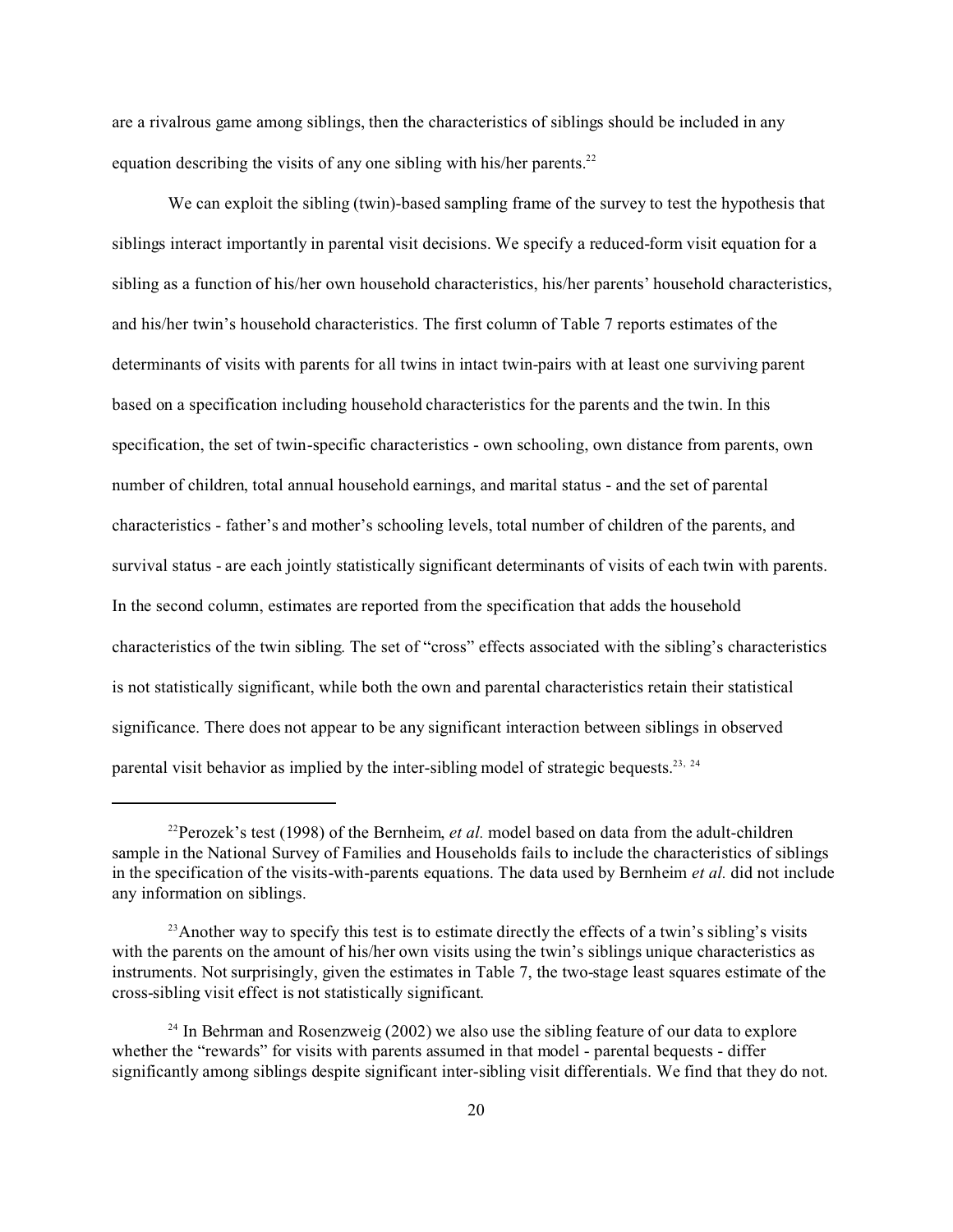are a rivalrous game among siblings, then the characteristics of siblings should be included in any equation describing the visits of any one sibling with his/her parents.[22]

We can exploit the sibling (twin)-based sampling frame of the survey to test the hypothesis that siblings interact importantly in parental visit decisions. We specify a reduced-form visit equation for a sibling as a function of his/her own household characteristics, his/her parents' household characteristics, and his/her twin's household characteristics. The first column of Table 7 reports estimates of the determinants of visits with parents for all twins in intact twin-pairs with at least one surviving parent based on a specification including household characteristics for the parents and the twin. In this specification, the set of twin-specific characteristics - own schooling, own distance from parents, own number of children, total annual household earnings, and marital status - and the set of parental characteristics - father's and mother's schooling levels, total number of children of the parents, and survival status - are each jointly statistically significant determinants of visits of each twin with parents. In the second column, estimates are reported from the specification that adds the household characteristics of the twin sibling. The set of "cross" effects associated with the sibling's characteristics is not statistically significant, while both the own and parental characteristics retain their statistical significance. There does not appear to be any significant interaction between siblings in observed parental visit behavior as implied by the inter-sibling model of strategic bequests.[23, 24]

---

[22] Perozek's test (1998) of the Bernheim, *et al.* model based on data from the adult-children sample in the National Survey of Families and Households fails to include the characteristics of siblings in the specification of the visits-with-parents equations. The data used by Bernheim *et al.* did not include any information on siblings.

[23] Another way to specify this test is to estimate directly the effects of a twin's sibling's visits with the parents on the amount of his/her own visits using the twin's siblings unique characteristics as instruments. Not surprisingly, given the estimates in Table 7, the two-stage least squares estimate of the cross-sibling visit effect is not statistically significant.

[24] In Behrman and Rosenzweig (2002) we also use the sibling feature of our data to explore whether the "rewards" for visits with parents assumed in that model - parental bequests - differ significantly among siblings despite significant inter-sibling visit differentials. We find that they do not.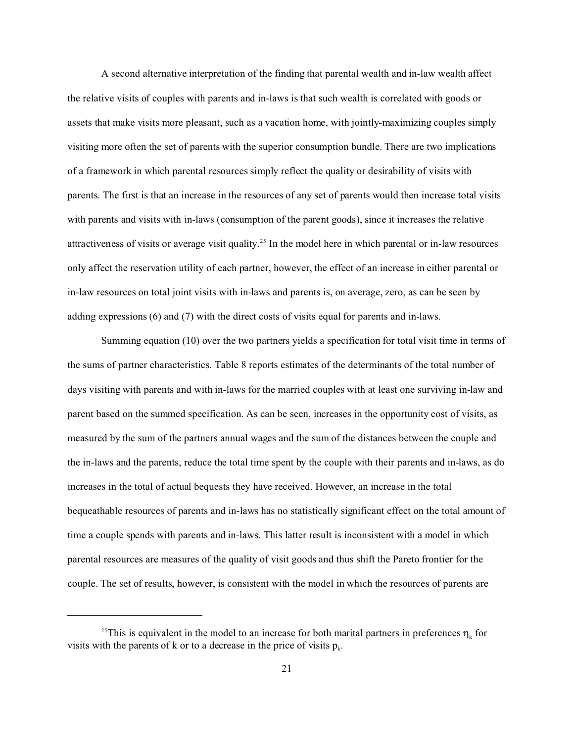A second alternative interpretation of the finding that parental wealth and in-law wealth affect the relative visits of couples with parents and in-laws is that such wealth is correlated with goods or assets that make visits more pleasant, such as a vacation home, with jointly-maximizing couples simply visiting more often the set of parents with the superior consumption bundle. There are two implications of a framework in which parental resources simply reflect the quality or desirability of visits with parents. The first is that an increase in the resources of any set of parents would then increase total visits with parents and visits with in-laws (consumption of the parent goods), since it increases the relative attractiveness of visits or average visit quality.[25] In the model here in which parental or in-law resources only affect the reservation utility of each partner, however, the effect of an increase in either parental or in-law resources on total joint visits with in-laws and parents is, on average, zero, as can be seen by adding expressions (6) and (7) with the direct costs of visits equal for parents and in-laws.

Summing equation (10) over the two partners yields a specification for total visit time in terms of the sums of partner characteristics. Table 8 reports estimates of the determinants of the total number of days visiting with parents and with in-laws for the married couples with at least one surviving in-law and parent based on the summed specification. As can be seen, increases in the opportunity cost of visits, as measured by the sum of the partners annual wages and the sum of the distances between the couple and the in-laws and the parents, reduce the total time spent by the couple with their parents and in-laws, as do increases in the total of actual bequests they have received. However, an increase in the total bequeathable resources of parents and in-laws has no statistically significant effect on the total amount of time a couple spends with parents and in-laws. This latter result is inconsistent with a model in which parental resources are measures of the quality of visit goods and thus shift the Pareto frontier for the couple. The set of results, however, is consistent with the model in which the resources of parents are

---

[25] This is equivalent in the model to an increase for both marital partners in preferences $\eta_k$ for visits with the parents of k or to a decrease in the price of visits $p_k$.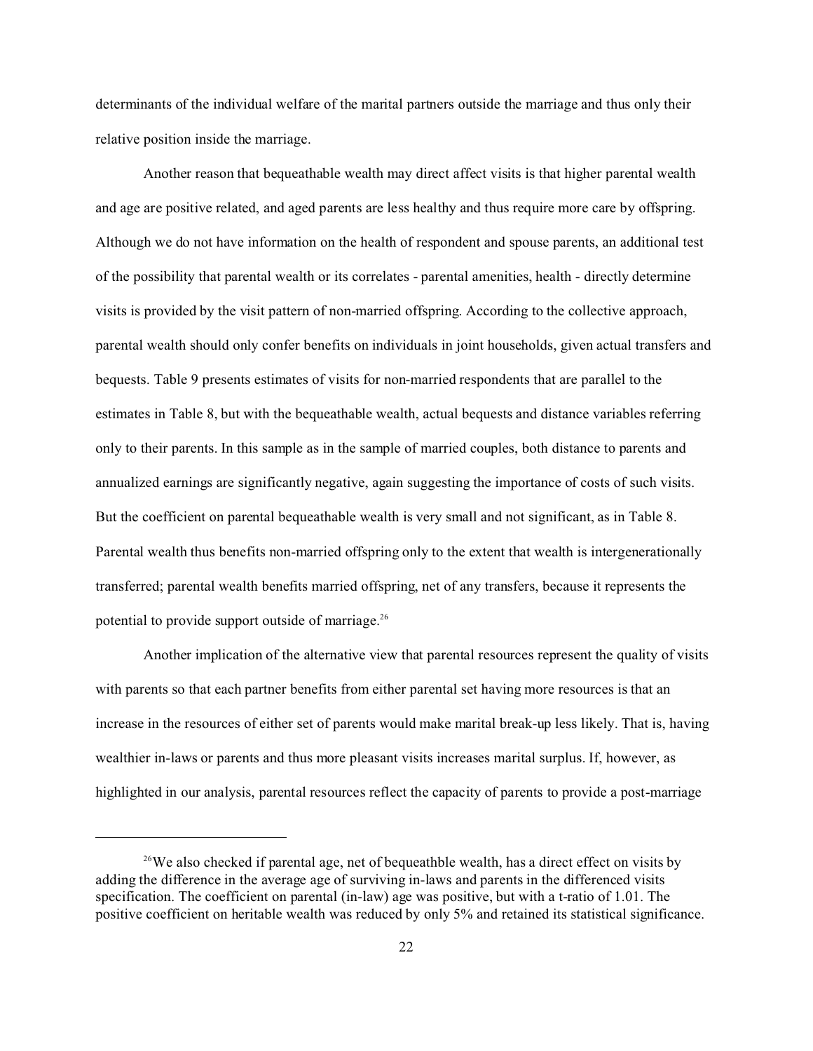determinants of the individual welfare of the marital partners outside the marriage and thus only their relative position inside the marriage.

Another reason that bequeathable wealth may direct affect visits is that higher parental wealth and age are positive related, and aged parents are less healthy and thus require more care by offspring. Although we do not have information on the health of respondent and spouse parents, an additional test of the possibility that parental wealth or its correlates - parental amenities, health - directly determine visits is provided by the visit pattern of non-married offspring. According to the collective approach, parental wealth should only confer benefits on individuals in joint households, given actual transfers and bequests. Table 9 presents estimates of visits for non-married respondents that are parallel to the estimates in Table 8, but with the bequeathable wealth, actual bequests and distance variables referring only to their parents. In this sample as in the sample of married couples, both distance to parents and annualized earnings are significantly negative, again suggesting the importance of costs of such visits. But the coefficient on parental bequeathable wealth is very small and not significant, as in Table 8. Parental wealth thus benefits non-married offspring only to the extent that wealth is intergenerationally transferred; parental wealth benefits married offspring, net of any transfers, because it represents the potential to provide support outside of marriage.[26]

Another implication of the alternative view that parental resources represent the quality of visits with parents so that each partner benefits from either parental set having more resources is that an increase in the resources of either set of parents would make marital break-up less likely. That is, having wealthier in-laws or parents and thus more pleasant visits increases marital surplus. If, however, as highlighted in our analysis, parental resources reflect the capacity of parents to provide a post-marriage

[26]We also checked if parental age, net of bequeathble wealth, has a direct effect on visits by adding the difference in the average age of surviving in-laws and parents in the differenced visits specification. The coefficient on parental (in-law) age was positive, but with a t-ratio of 1.01. The positive coefficient on heritable wealth was reduced by only 5% and retained its statistical significance.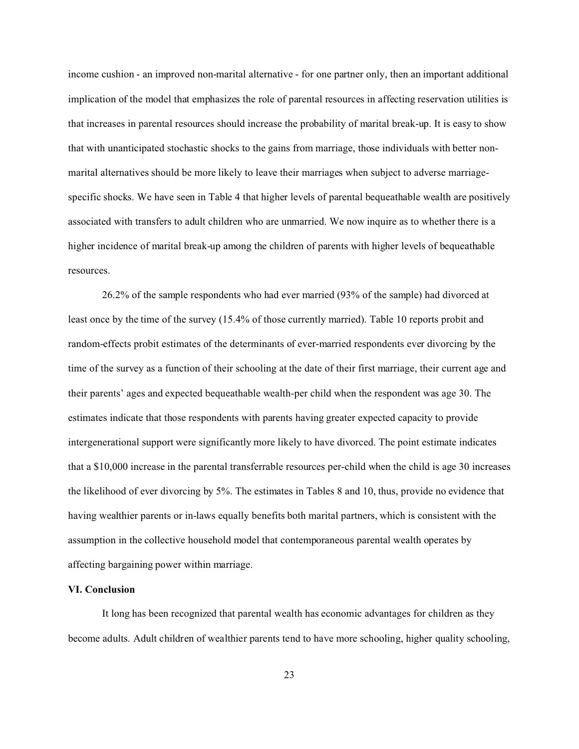income cushion - an improved non-marital alternative - for one partner only, then an important additional implication of the model that emphasizes the role of parental resources in affecting reservation utilities is that increases in parental resources should increase the probability of marital break-up. It is easy to show that with unanticipated stochastic shocks to the gains from marriage, those individuals with better non-marital alternatives should be more likely to leave their marriages when subject to adverse marriage-specific shocks. We have seen in Table 4 that higher levels of parental bequeathable wealth are positively associated with transfers to adult children who are unmarried. We now inquire as to whether there is a higher incidence of marital break-up among the children of parents with higher levels of bequeathable resources.

26.2% of the sample respondents who had ever married (93% of the sample) had divorced at least once by the time of the survey (15.4% of those currently married). Table 10 reports probit and random-effects probit estimates of the determinants of ever-married respondents ever divorcing by the time of the survey as a function of their schooling at the date of their first marriage, their current age and their parents' ages and expected bequeathable wealth-per child when the respondent was age 30. The estimates indicate that those respondents with parents having greater expected capacity to provide intergenerational support were significantly more likely to have divorced. The point estimate indicates that a $10,000 increase in the parental transferrable resources per-child when the child is age 30 increases the likelihood of ever divorcing by 5%. The estimates in Tables 8 and 10, thus, provide no evidence that having wealthier parents or in-laws equally benefits both marital partners, which is consistent with the assumption in the collective household model that contemporaneous parental wealth operates by affecting bargaining power within marriage.

## VI. Conclusion

It long has been recognized that parental wealth has economic advantages for children as they become adults. Adult children of wealthier parents tend to have more schooling, higher quality schooling,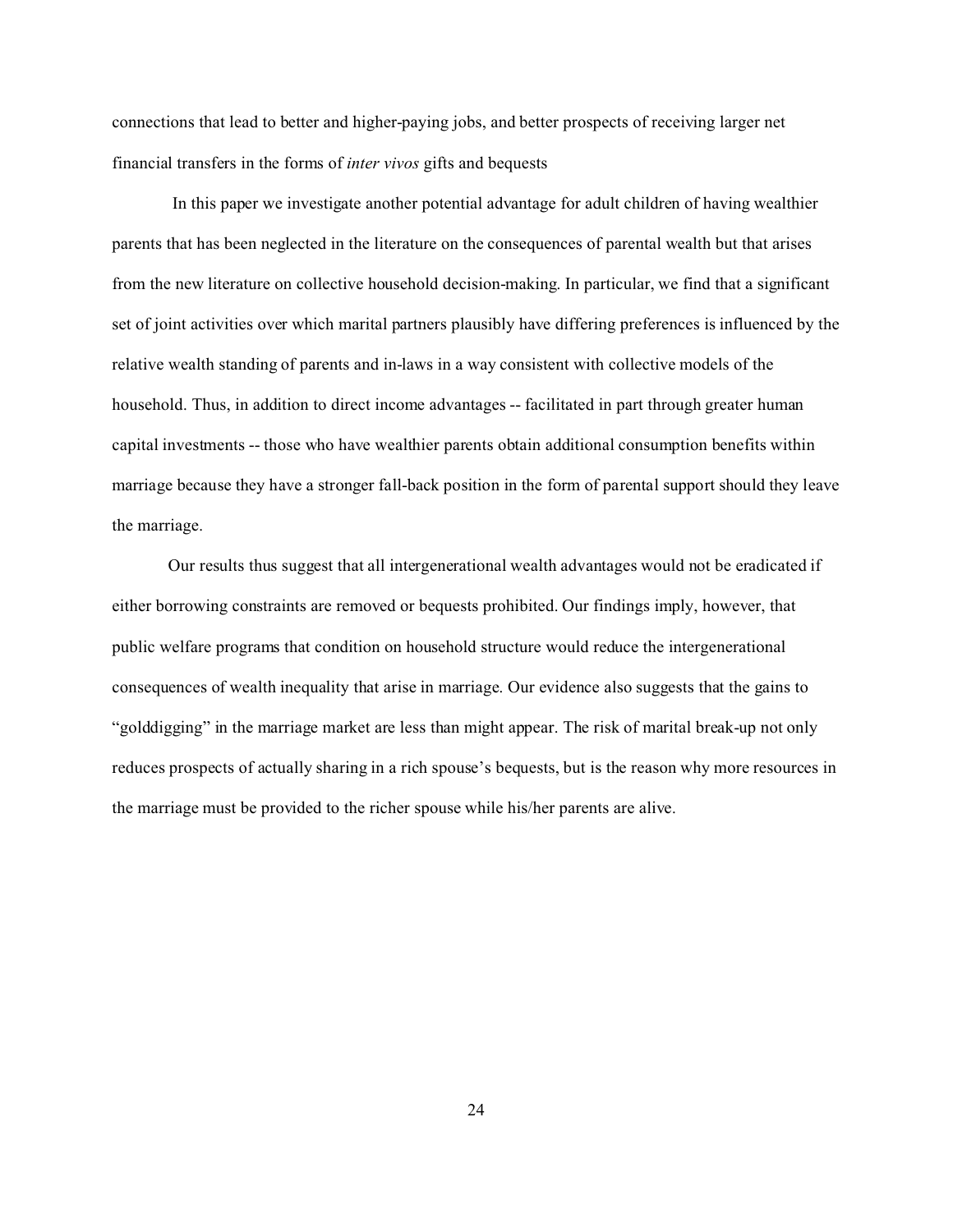connections that lead to better and higher-paying jobs, and better prospects of receiving larger net financial transfers in the forms of *inter vivos* gifts and bequests

In this paper we investigate another potential advantage for adult children of having wealthier parents that has been neglected in the literature on the consequences of parental wealth but that arises from the new literature on collective household decision-making. In particular, we find that a significant set of joint activities over which marital partners plausibly have differing preferences is influenced by the relative wealth standing of parents and in-laws in a way consistent with collective models of the household. Thus, in addition to direct income advantages -- facilitated in part through greater human capital investments -- those who have wealthier parents obtain additional consumption benefits within marriage because they have a stronger fall-back position in the form of parental support should they leave the marriage.

Our results thus suggest that all intergenerational wealth advantages would not be eradicated if either borrowing constraints are removed or bequests prohibited. Our findings imply, however, that public welfare programs that condition on household structure would reduce the intergenerational consequences of wealth inequality that arise in marriage. Our evidence also suggests that the gains to "golddigging" in the marriage market are less than might appear. The risk of marital break-up not only reduces prospects of actually sharing in a rich spouse's bequests, but is the reason why more resources in the marriage must be provided to the richer spouse while his/her parents are alive.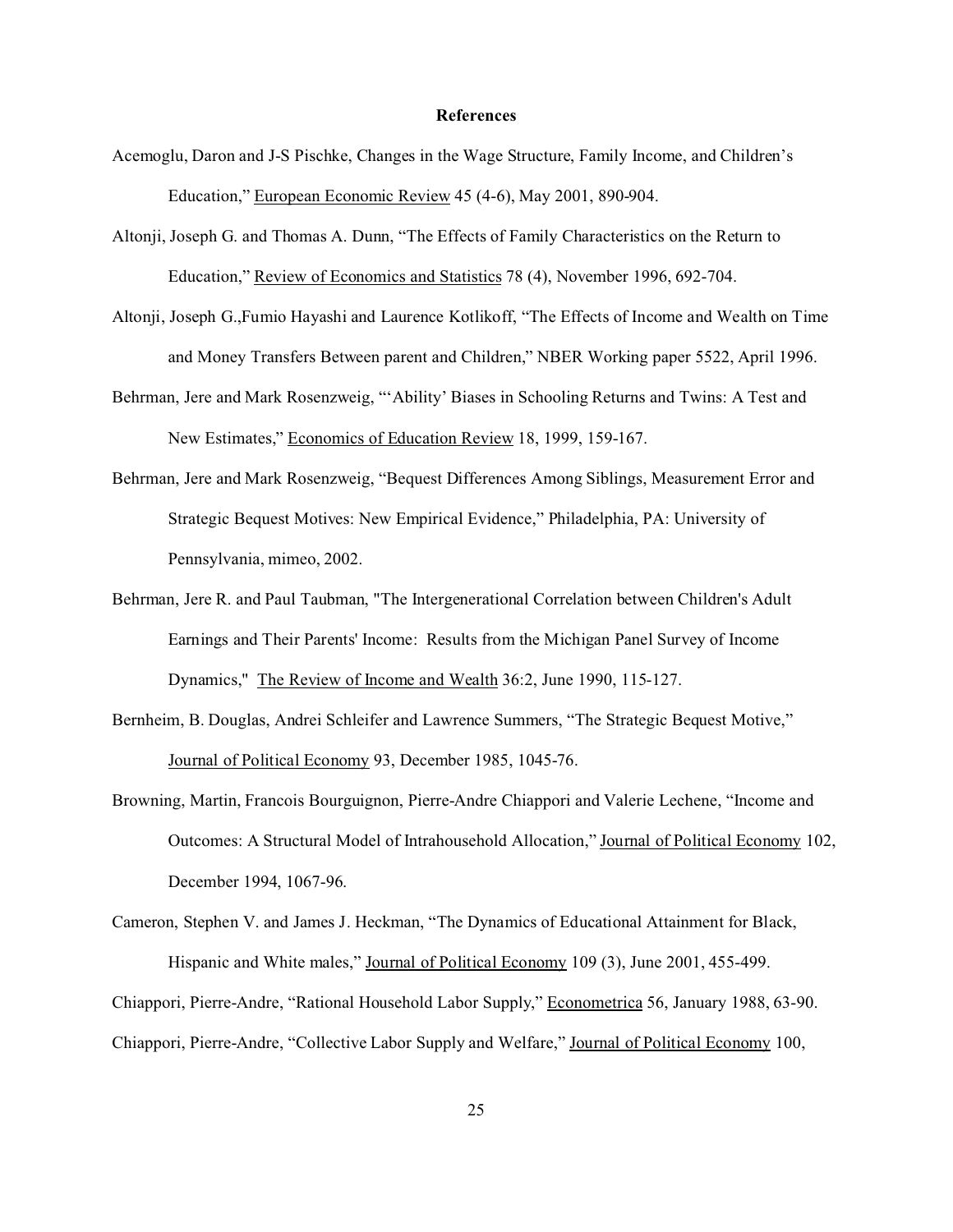## References

Acemoglu, Daron and J-S Pischke, Changes in the Wage Structure, Family Income, and Children's Education," European Economic Review 45 (4-6), May 2001, 890-904.

Altonji, Joseph G. and Thomas A. Dunn, "The Effects of Family Characteristics on the Return to Education," Review of Economics and Statistics 78 (4), November 1996, 692-704.

Altonji, Joseph G.,Fumio Hayashi and Laurence Kotlikoff, "The Effects of Income and Wealth on Time and Money Transfers Between parent and Children," NBER Working paper 5522, April 1996.

Behrman, Jere and Mark Rosenzweig, "'Ability' Biases in Schooling Returns and Twins: A Test and New Estimates," Economics of Education Review 18, 1999, 159-167.

Behrman, Jere and Mark Rosenzweig, "Bequest Differences Among Siblings, Measurement Error and Strategic Bequest Motives: New Empirical Evidence," Philadelphia, PA: University of Pennsylvania, mimeo, 2002.

Behrman, Jere R. and Paul Taubman, "The Intergenerational Correlation between Children's Adult Earnings and Their Parents' Income: Results from the Michigan Panel Survey of Income Dynamics," The Review of Income and Wealth 36:2, June 1990, 115-127.

Bernheim, B. Douglas, Andrei Schleifer and Lawrence Summers, "The Strategic Bequest Motive," Journal of Political Economy 93, December 1985, 1045-76.

Browning, Martin, Francois Bourguignon, Pierre-Andre Chiappori and Valerie Lechene, "Income and Outcomes: A Structural Model of Intrahousehold Allocation," Journal of Political Economy 102, December 1994, 1067-96.

Cameron, Stephen V. and James J. Heckman, "The Dynamics of Educational Attainment for Black, Hispanic and White males," Journal of Political Economy 109 (3), June 2001, 455-499.

Chiappori, Pierre-Andre, "Rational Household Labor Supply," Econometrica 56, January 1988, 63-90.

Chiappori, Pierre-Andre, "Collective Labor Supply and Welfare," Journal of Political Economy 100,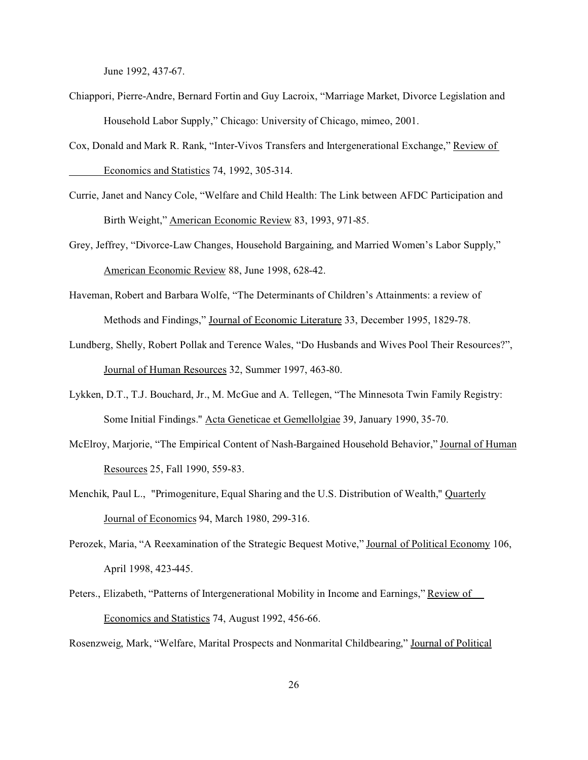June 1992, 437-67.

Chiappori, Pierre-Andre, Bernard Fortin and Guy Lacroix, "Marriage Market, Divorce Legislation and Household Labor Supply," Chicago: University of Chicago, mimeo, 2001.

Cox, Donald and Mark R. Rank, "Inter-Vivos Transfers and Intergenerational Exchange," Review of Economics and Statistics 74, 1992, 305-314.

Currie, Janet and Nancy Cole, "Welfare and Child Health: The Link between AFDC Participation and Birth Weight," American Economic Review 83, 1993, 971-85.

Grey, Jeffrey, "Divorce-Law Changes, Household Bargaining, and Married Women's Labor Supply," American Economic Review 88, June 1998, 628-42.

Haveman, Robert and Barbara Wolfe, "The Determinants of Children's Attainments: a review of Methods and Findings," Journal of Economic Literature 33, December 1995, 1829-78.

Lundberg, Shelly, Robert Pollak and Terence Wales, "Do Husbands and Wives Pool Their Resources?", Journal of Human Resources 32, Summer 1997, 463-80.

Lykken, D.T., T.J. Bouchard, Jr., M. McGue and A. Tellegen, "The Minnesota Twin Family Registry: Some Initial Findings." Acta Geneticae et Gemellolgiae 39, January 1990, 35-70.

McElroy, Marjorie, "The Empirical Content of Nash-Bargained Household Behavior," Journal of Human Resources 25, Fall 1990, 559-83.

Menchik, Paul L., "Primogeniture, Equal Sharing and the U.S. Distribution of Wealth," Quarterly Journal of Economics 94, March 1980, 299-316.

Perozek, Maria, "A Reexamination of the Strategic Bequest Motive," Journal of Political Economy 106, April 1998, 423-445.

Peters., Elizabeth, "Patterns of Intergenerational Mobility in Income and Earnings," Review of Economics and Statistics 74, August 1992, 456-66.

Rosenzweig, Mark, "Welfare, Marital Prospects and Nonmarital Childbearing," Journal of Political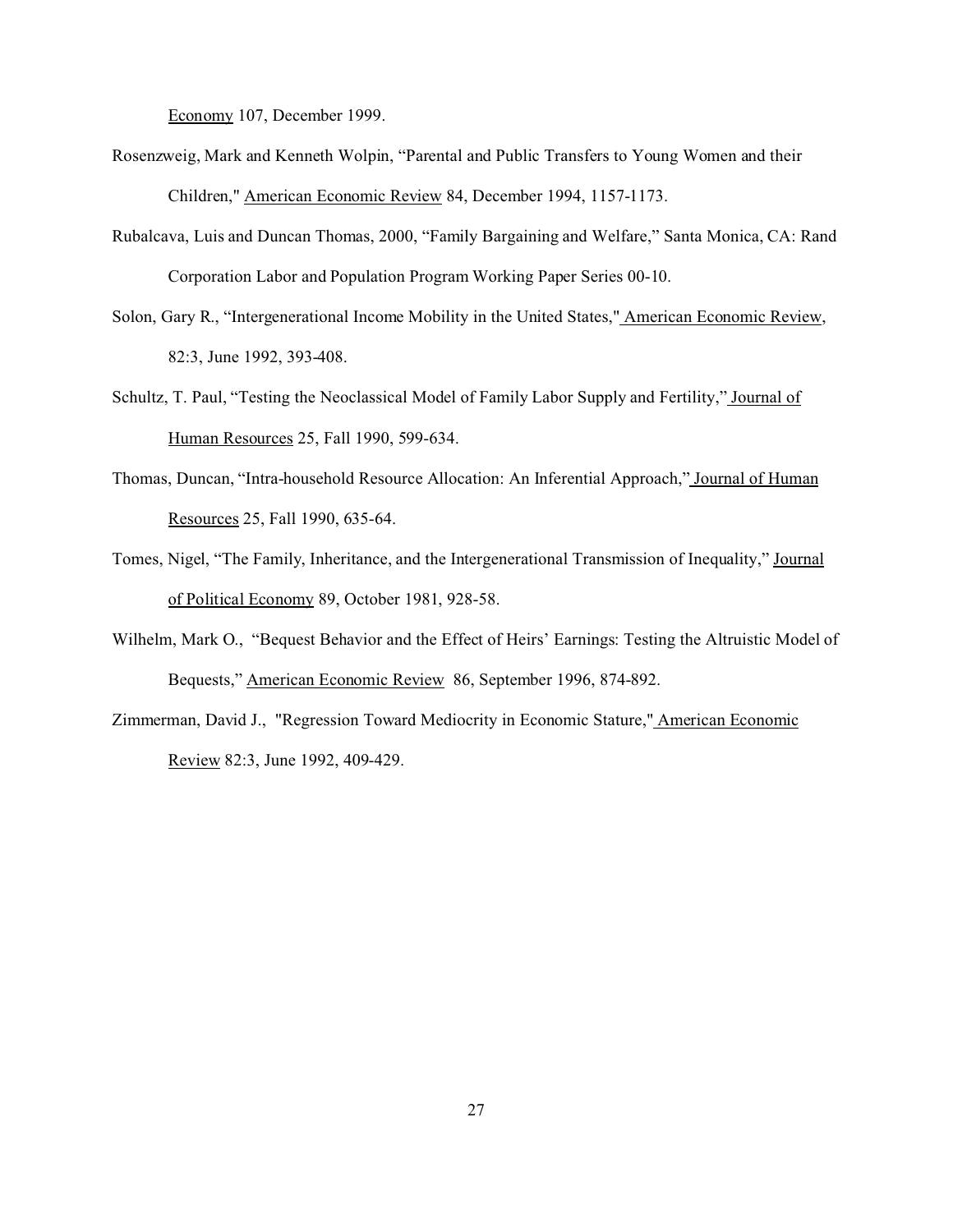Economy 107, December 1999.

Rosenzweig, Mark and Kenneth Wolpin, "Parental and Public Transfers to Young Women and their Children," American Economic Review 84, December 1994, 1157-1173.

Rubalcava, Luis and Duncan Thomas, 2000, "Family Bargaining and Welfare," Santa Monica, CA: Rand Corporation Labor and Population Program Working Paper Series 00-10.

Solon, Gary R., "Intergenerational Income Mobility in the United States," American Economic Review, 82:3, June 1992, 393-408.

Schultz, T. Paul, "Testing the Neoclassical Model of Family Labor Supply and Fertility," Journal of Human Resources 25, Fall 1990, 599-634.

Thomas, Duncan, "Intra-household Resource Allocation: An Inferential Approach," Journal of Human Resources 25, Fall 1990, 635-64.

Tomes, Nigel, "The Family, Inheritance, and the Intergenerational Transmission of Inequality," Journal of Political Economy 89, October 1981, 928-58.

Wilhelm, Mark O., "Bequest Behavior and the Effect of Heirs' Earnings: Testing the Altruistic Model of Bequests," American Economic Review 86, September 1996, 874-892.

Zimmerman, David J., "Regression Toward Mediocrity in Economic Stature," American Economic Review 82:3, June 1992, 409-429.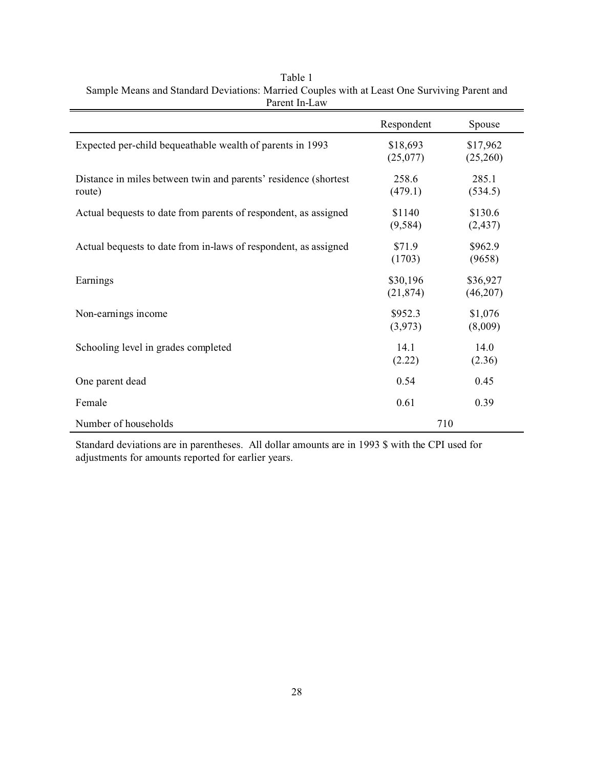Table 1
Sample Means and Standard Deviations: Married Couples with at Least One Surviving Parent and Parent In-Law

| | Respondent | Spouse |
|---|---|---|
| Expected per-child bequeathable wealth of parents in 1993 | $18,693 (25,077) | $17,962 (25,260) |
| Distance in miles between twin and parents' residence (shortest route) | 258.6 (479.1) | 285.1 (534.5) |
| Actual bequests to date from parents of respondent, as assigned | $1140 (9,584) | $130.6 (2,437) |
| Actual bequests to date from in-laws of respondent, as assigned | $71.9 (1703) | $962.9 (9658) |
| Earnings | $30,196 (21,874) | $36,927 (46,207) |
| Non-earnings income | $952.3 (3,973) | $1,076 (8,009) |
| Schooling level in grades completed | 14.1 (2.22) | 14.0 (2.36) |
| One parent dead | 0.54 | 0.45 |
| Female | 0.61 | 0.39 |
| Number of households | 710 | |

Standard deviations are in parentheses. All dollar amounts are in 1993 $ with the CPI used for adjustments for amounts reported for earlier years.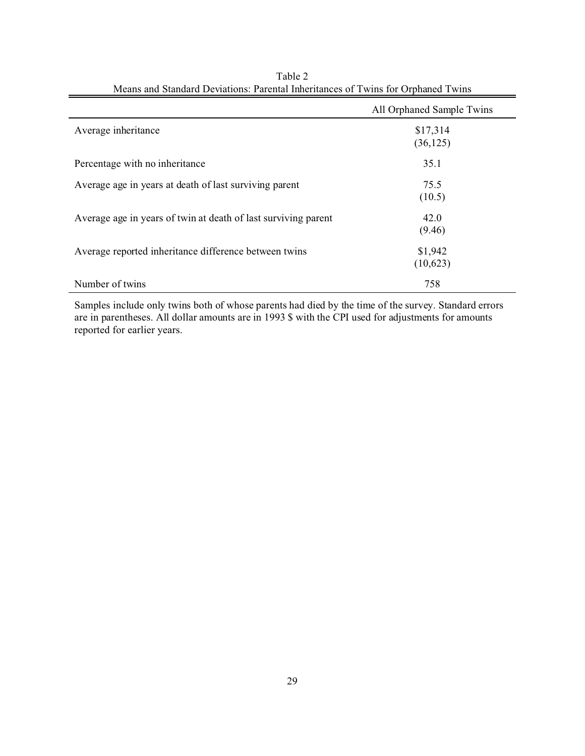Table 2
Means and Standard Deviations: Parental Inheritances of Twins for Orphaned Twins

| | All Orphaned Sample Twins |
|---|---|
| Average inheritance | $17,314<br>(36,125) |
| Percentage with no inheritance | 35.1 |
| Average age in years at death of last surviving parent | 75.5<br>(10.5) |
| Average age in years of twin at death of last surviving parent | 42.0<br>(9.46) |
| Average reported inheritance difference between twins | $1,942<br>(10,623) |
| Number of twins | 758 |

Samples include only twins both of whose parents had died by the time of the survey. Standard errors are in parentheses. All dollar amounts are in 1993 $ with the CPI used for adjustments for amounts reported for earlier years.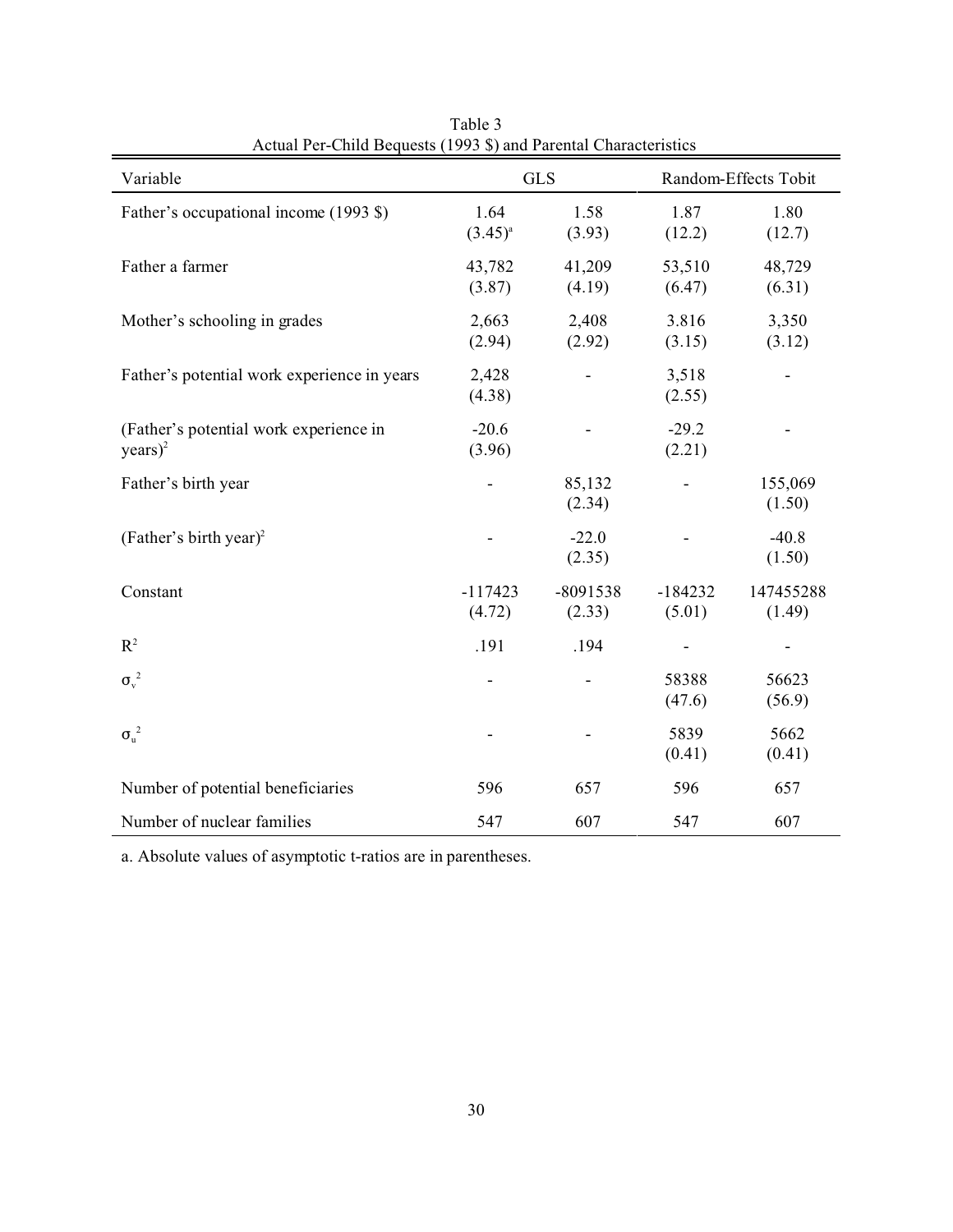Table 3
Actual Per-Child Bequests (1993 $) and Parental Characteristics

| Variable | GLS | | Random-Effects Tobit | |
|---|---|---|---|---|
| Father's occupational income (1993 $) | 1.64<br>(3.45)[a] | 1.58<br>(3.93) | 1.87<br>(12.2) | 1.80<br>(12.7) |
| Father a farmer | 43,782<br>(3.87) | 41,209<br>(4.19) | 53,510<br>(6.47) | 48,729<br>(6.31) |
| Mother's schooling in grades | 2,663<br>(2.94) | 2,408<br>(2.92) | 3.816<br>(3.15) | 3,350<br>(3.12) |
| Father's potential work experience in years | 2,428<br>(4.38) | - | 3,518<br>(2.55) | - |
| (Father's potential work experience in years)$^2$ | -20.6<br>(3.96) | - | -29.2<br>(2.21) | - |
| Father's birth year | - | 85,132<br>(2.34) | - | 155,069<br>(1.50) |
| (Father's birth year)$^2$ | - | -22.0<br>(2.35) | - | -40.8<br>(1.50) |
| Constant | -117423<br>(4.72) | -8091538<br>(2.33) | -184232<br>(5.01) | 147455288<br>(1.49) |
| $R^2$ | .191 | .194 | - | - |
| $\sigma_v^2$ | - | - | 58388<br>(47.6) | 56623<br>(56.9) |
| $\sigma_u^2$ | - | - | 5839<br>(0.41) | 5662<br>(0.41) |
| Number of potential beneficiaries | 596 | 657 | 596 | 657 |
| Number of nuclear families | 547 | 607 | 547 | 607 |

a. Absolute values of asymptotic t-ratios are in parentheses.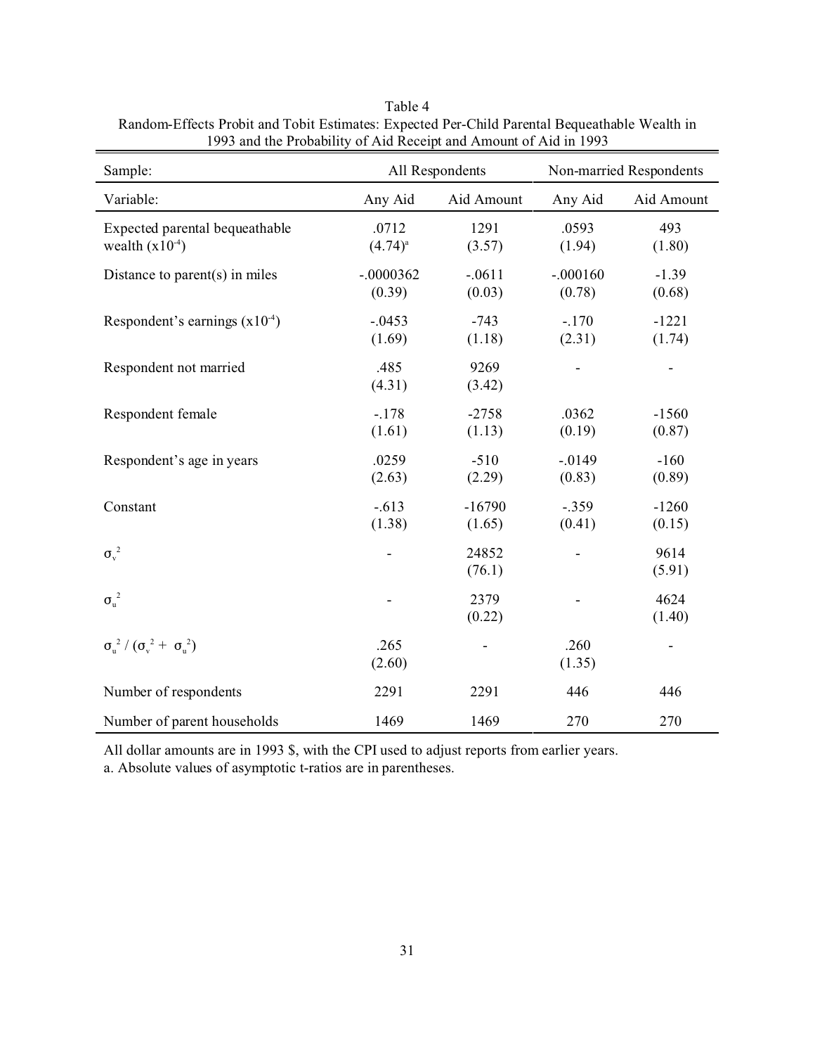Table 4
Random-Effects Probit and Tobit Estimates: Expected Per-Child Parental Bequeathable Wealth in 1993 and the Probability of Aid Receipt and Amount of Aid in 1993

| Sample: | All Respondents | | Non-married Respondents | |
|---|---|---|---|---|
| Variable: | Any Aid | Aid Amount | Any Aid | Aid Amount |
| Expected parental bequeathable wealth ($x10^{-4}$) | .0712<br>(4.74)[a] | 1291<br>(3.57) | .0593<br>(1.94) | 493<br>(1.80) |
| Distance to parent(s) in miles | -.0000362<br>(0.39) | -.0611<br>(0.03) | -.000160<br>(0.78) | -1.39<br>(0.68) |
| Respondent's earnings ($x10^{-4}$) | -.0453<br>(1.69) | -743<br>(1.18) | -.170<br>(2.31) | -1221<br>(1.74) |
| Respondent not married | .485<br>(4.31) | 9269<br>(3.42) | - | - |
| Respondent female | -.178<br>(1.61) | -2758<br>(1.13) | .0362<br>(0.19) | -1560<br>(0.87) |
| Respondent's age in years | .0259<br>(2.63) | -510<br>(2.29) | -.0149<br>(0.83) | -160<br>(0.89) |
| Constant | -.613<br>(1.38) | -16790<br>(1.65) | -.359<br>(0.41) | -1260<br>(0.15) |
| $\sigma_v^2$ | - | 24852<br>(76.1) | - | 9614<br>(5.91) |
| $\sigma_u^2$ | - | 2379<br>(0.22) | - | 4624<br>(1.40) |
| $\sigma_u^2 / (\sigma_v^2 + \sigma_u^2)$ | .265<br>(2.60) | - | .260<br>(1.35) | - |
| Number of respondents | 2291 | 2291 | 446 | 446 |
| Number of parent households | 1469 | 1469 | 270 | 270 |

All dollar amounts are in 1993 $, with the CPI used to adjust reports from earlier years.
a. Absolute values of asymptotic t-ratios are in parentheses.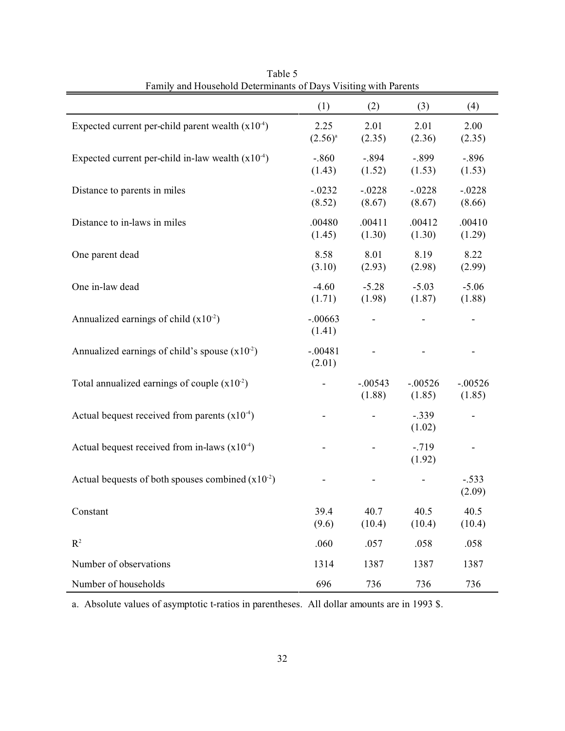Table 5
Family and Household Determinants of Days Visiting with Parents

| | (1) | (2) | (3) | (4) |
|---|---|---|---|---|
| Expected current per-child parent wealth ($x10^{-4}$) | 2.25<br>(2.56)[a] | 2.01<br>(2.35) | 2.01<br>(2.36) | 2.00<br>(2.35) |
| Expected current per-child in-law wealth ($x10^{-4}$) | -.860<br>(1.43) | -.894<br>(1.52) | -.899<br>(1.53) | -.896<br>(1.53) |
| Distance to parents in miles | -.0232<br>(8.52) | -.0228<br>(8.67) | -.0228<br>(8.67) | -.0228<br>(8.66) |
| Distance to in-laws in miles | .00480<br>(1.45) | .00411<br>(1.30) | .00412<br>(1.30) | .00410<br>(1.29) |
| One parent dead | 8.58<br>(3.10) | 8.01<br>(2.93) | 8.19<br>(2.98) | 8.22<br>(2.99) |
| One in-law dead | -4.60<br>(1.71) | -5.28<br>(1.98) | -5.03<br>(1.87) | -5.06<br>(1.88) |
| Annualized earnings of child ($x10^{-2}$) | -.00663<br>(1.41) | - | - | - |
| Annualized earnings of child's spouse ($x10^{-2}$) | -.00481<br>(2.01) | - | - | - |
| Total annualized earnings of couple ($x10^{-2}$) | - | -.00543<br>(1.88) | -.00526<br>(1.85) | -.00526<br>(1.85) |
| Actual bequest received from parents ($x10^{-4}$) | - | - | -.339<br>(1.02) | - |
| Actual bequest received from in-laws ($x10^{-4}$) | - | - | -.719<br>(1.92) | - |
| Actual bequests of both spouses combined ($x10^{-2}$) | - | - | - | -.533<br>(2.09) |
| Constant | 39.4<br>(9.6) | 40.7<br>(10.4) | 40.5<br>(10.4) | 40.5<br>(10.4) |
| $R^2$ | .060 | .057 | .058 | .058 |
| Number of observations | 1314 | 1387 | 1387 | 1387 |
| Number of households | 696 | 736 | 736 | 736 |

a. Absolute values of asymptotic t-ratios in parentheses. All dollar amounts are in 1993 $.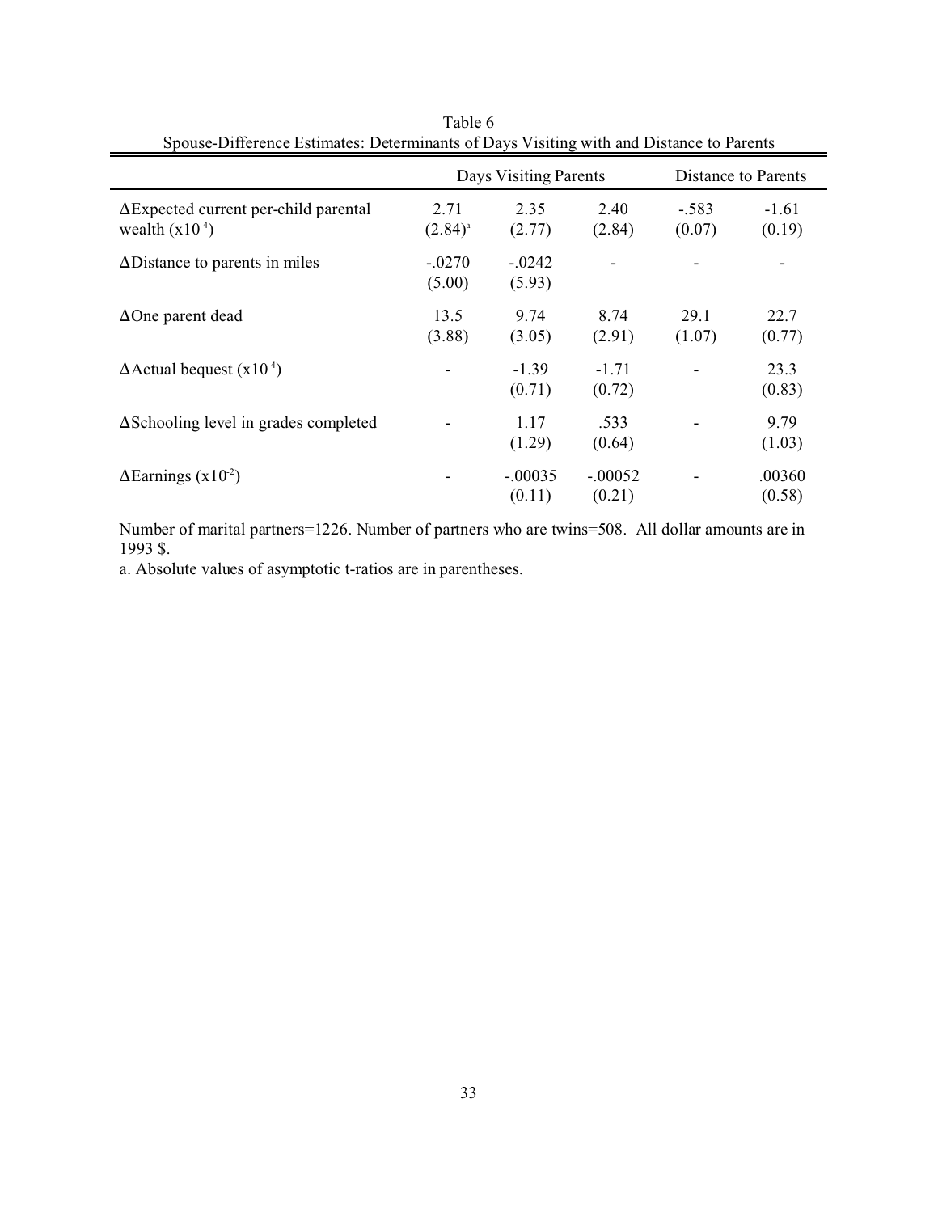Table 6
Spouse-Difference Estimates: Determinants of Days Visiting with and Distance to Parents

| | Days Visiting Parents | | | Distance to Parents | |
|---|---|---|---|---|---|
| ΔExpected current per-child parental wealth ($x10^{-4}$) | 2.71<br>(2.84)[a] | 2.35<br>(2.77) | 2.40<br>(2.84) | -.583<br>(0.07) | -1.61<br>(0.19) |
| ΔDistance to parents in miles | -.0270<br>(5.00) | -.0242<br>(5.93) | - | - | - |
| ΔOne parent dead | 13.5<br>(3.88) | 9.74<br>(3.05) | 8.74<br>(2.91) | 29.1<br>(1.07) | 22.7<br>(0.77) |
| ΔActual bequest ($x10^{-4}$) | - | -1.39<br>(0.71) | -1.71<br>(0.72) | - | 23.3<br>(0.83) |
| ΔSchooling level in grades completed | - | 1.17<br>(1.29) | .533<br>(0.64) | - | 9.79<br>(1.03) |
| ΔEarnings ($x10^{-2}$) | - | -.00035<br>(0.11) | -.00052<br>(0.21) | - | .00360<br>(0.58) |

Number of marital partners=1226. Number of partners who are twins=508. All dollar amounts are in 1993 $.

a. Absolute values of asymptotic t-ratios are in parentheses.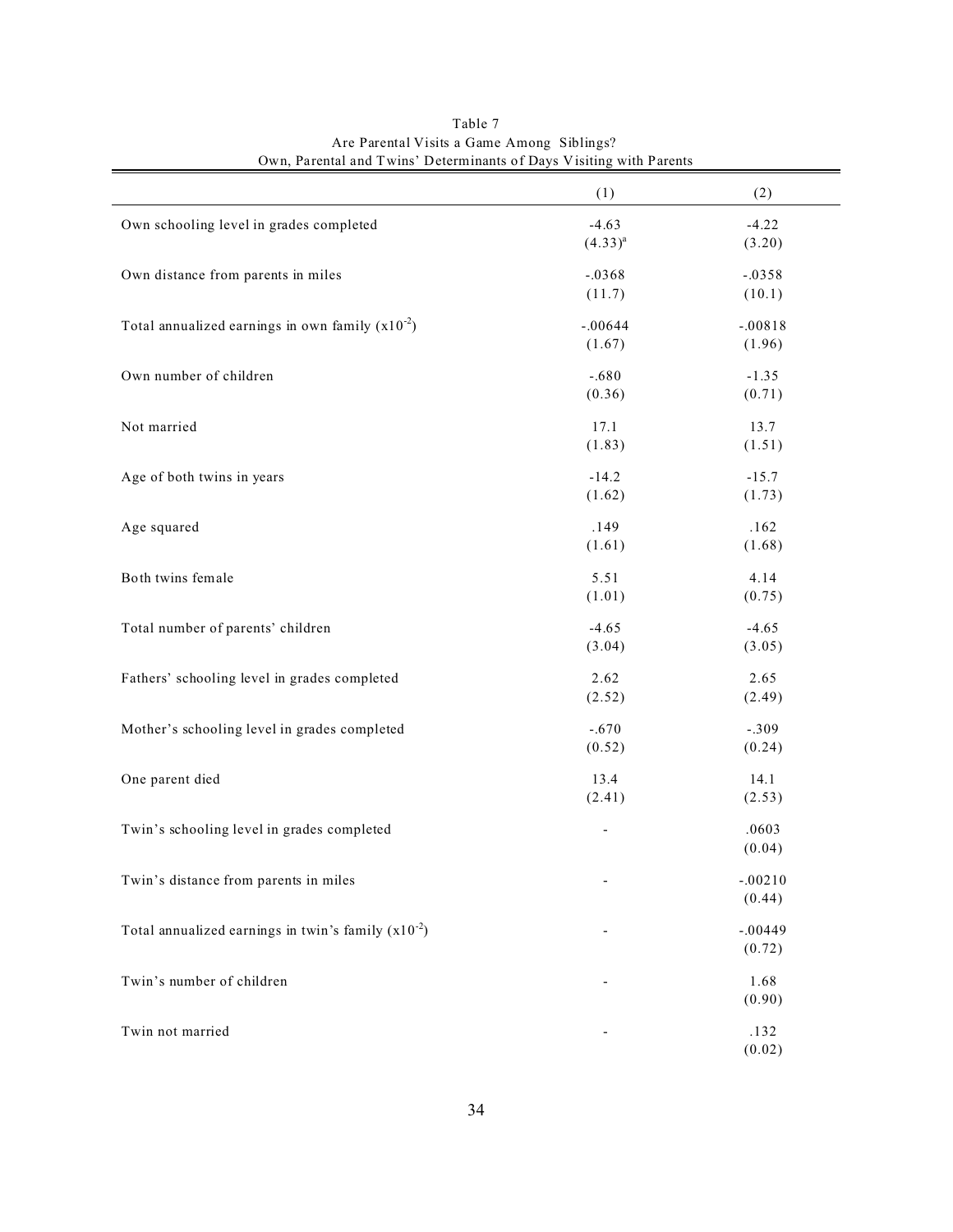Table 7
Are Parental Visits a Game Among Siblings?
Own, Parental and Twins' Determinants of Days Visiting with Parents

| | (1) | (2) |
|---|---|---|
| Own schooling level in grades completed | -4.63<br>(4.33)[a] | -4.22<br>(3.20) |
| Own distance from parents in miles | -.0368<br>(11.7) | -.0358<br>(10.1) |
| Total annualized earnings in own family ($x10^{-2}$) | -.00644<br>(1.67) | -.00818<br>(1.96) |
| Own number of children | -.680<br>(0.36) | -1.35<br>(0.71) |
| Not married | 17.1<br>(1.83) | 13.7<br>(1.51) |
| Age of both twins in years | -14.2<br>(1.62) | -15.7<br>(1.73) |
| Age squared | .149<br>(1.61) | .162<br>(1.68) |
| Both twins female | 5.51<br>(1.01) | 4.14<br>(0.75) |
| Total number of parents' children | -4.65<br>(3.04) | -4.65<br>(3.05) |
| Fathers' schooling level in grades completed | 2.62<br>(2.52) | 2.65<br>(2.49) |
| Mother's schooling level in grades completed | -.670<br>(0.52) | -.309<br>(0.24) |
| One parent died | 13.4<br>(2.41) | 14.1<br>(2.53) |
| Twin's schooling level in grades completed | - | .0603<br>(0.04) |
| Twin's distance from parents in miles | - | -.00210<br>(0.44) |
| Total annualized earnings in twin's family ($x10^{-2}$) | - | -.00449<br>(0.72) |
| Twin's number of children | - | 1.68<br>(0.90) |
| Twin not married | - | .132<br>(0.02) |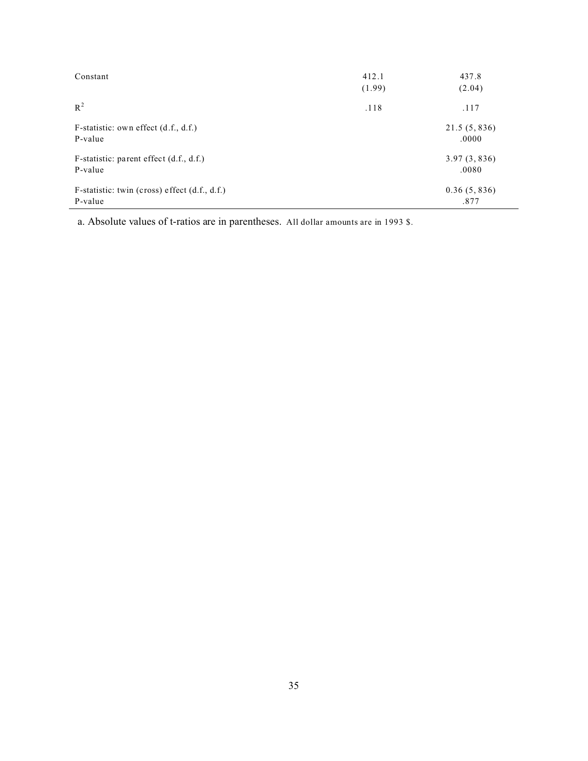| | | |
|---|---|---|
| Constant | 412.1<br>(1.99) | 437.8<br>(2.04) |
| $R^2$ | .118 | .117 |
| F-statistic: own effect (d.f., d.f.)<br>P-value | | 21.5 (5, 836)<br>.0000 |
| F-statistic: parent effect (d.f., d.f.)<br>P-value | | 3.97 (3, 836)<br>.0080 |
| F-statistic: twin (cross) effect (d.f., d.f.)<br>P-value | | 0.36 (5, 836)<br>.877 |

a. Absolute values of t-ratios are in parentheses. All dollar amounts are in 1993 $.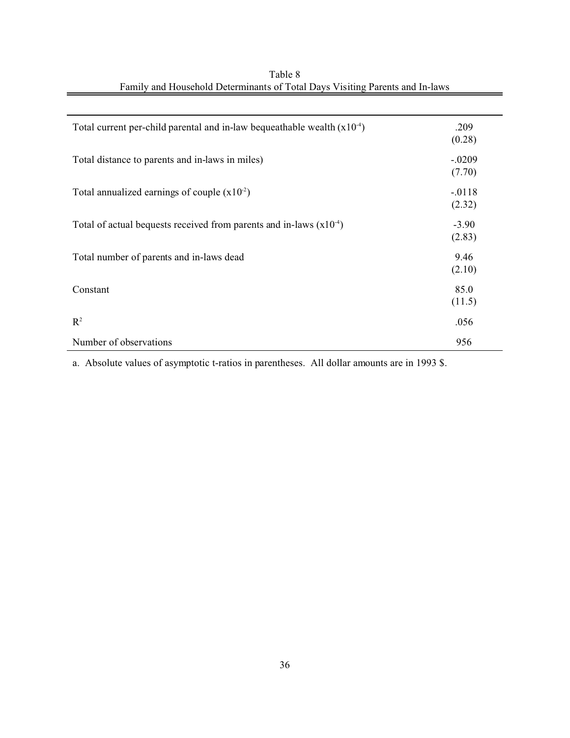Table 8
Family and Household Determinants of Total Days Visiting Parents and In-laws

| | |
|---|---|
| Total current per-child parental and in-law bequeathable wealth ($x10^{-4}$) | .209<br>(0.28) |
| Total distance to parents and in-laws in miles) | -.0209<br>(7.70) |
| Total annualized earnings of couple ($x10^{-2}$) | -.0118<br>(2.32) |
| Total of actual bequests received from parents and in-laws ($x10^{-4}$) | -3.90<br>(2.83) |
| Total number of parents and in-laws dead | 9.46<br>(2.10) |
| Constant | 85.0<br>(11.5) |
| $R^2$ | .056 |
| Number of observations | 956 |

a. Absolute values of asymptotic t-ratios in parentheses. All dollar amounts are in 1993 $.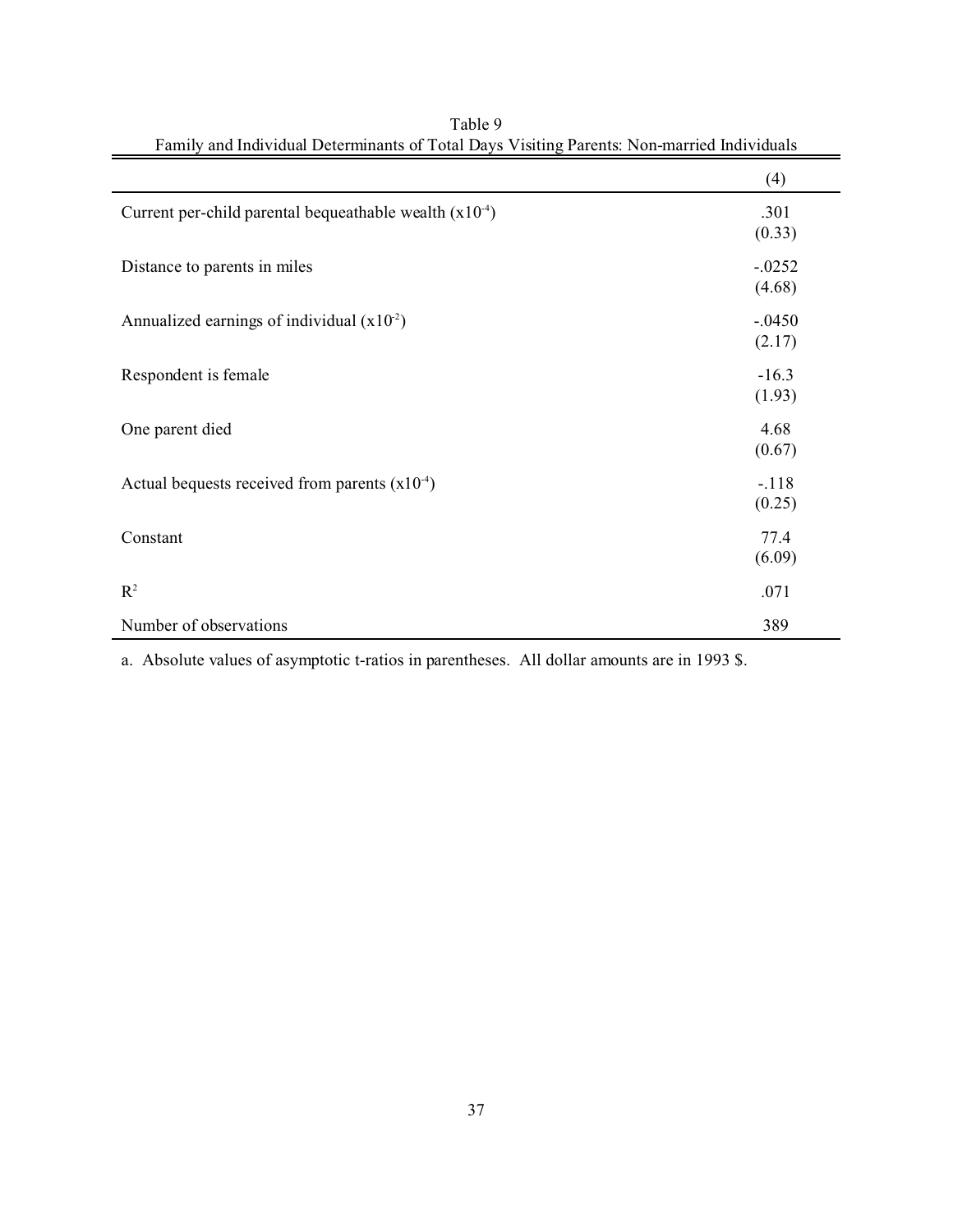Table 9

Family and Individual Determinants of Total Days Visiting Parents: Non-married Individuals

| | (4) |
|---|---|
| Current per-child parental bequeathable wealth ($x10^{-4}$) | .301<br>(0.33) |
| Distance to parents in miles | -.0252<br>(4.68) |
| Annualized earnings of individual ($x10^{-2}$) | -.0450<br>(2.17) |
| Respondent is female | -16.3<br>(1.93) |
| One parent died | 4.68<br>(0.67) |
| Actual bequests received from parents ($x10^{-4}$) | -.118<br>(0.25) |
| Constant | 77.4<br>(6.09) |
| $R^2$ | .071 |
| Number of observations | 389 |

a. Absolute values of asymptotic t-ratios in parentheses. All dollar amounts are in 1993 $.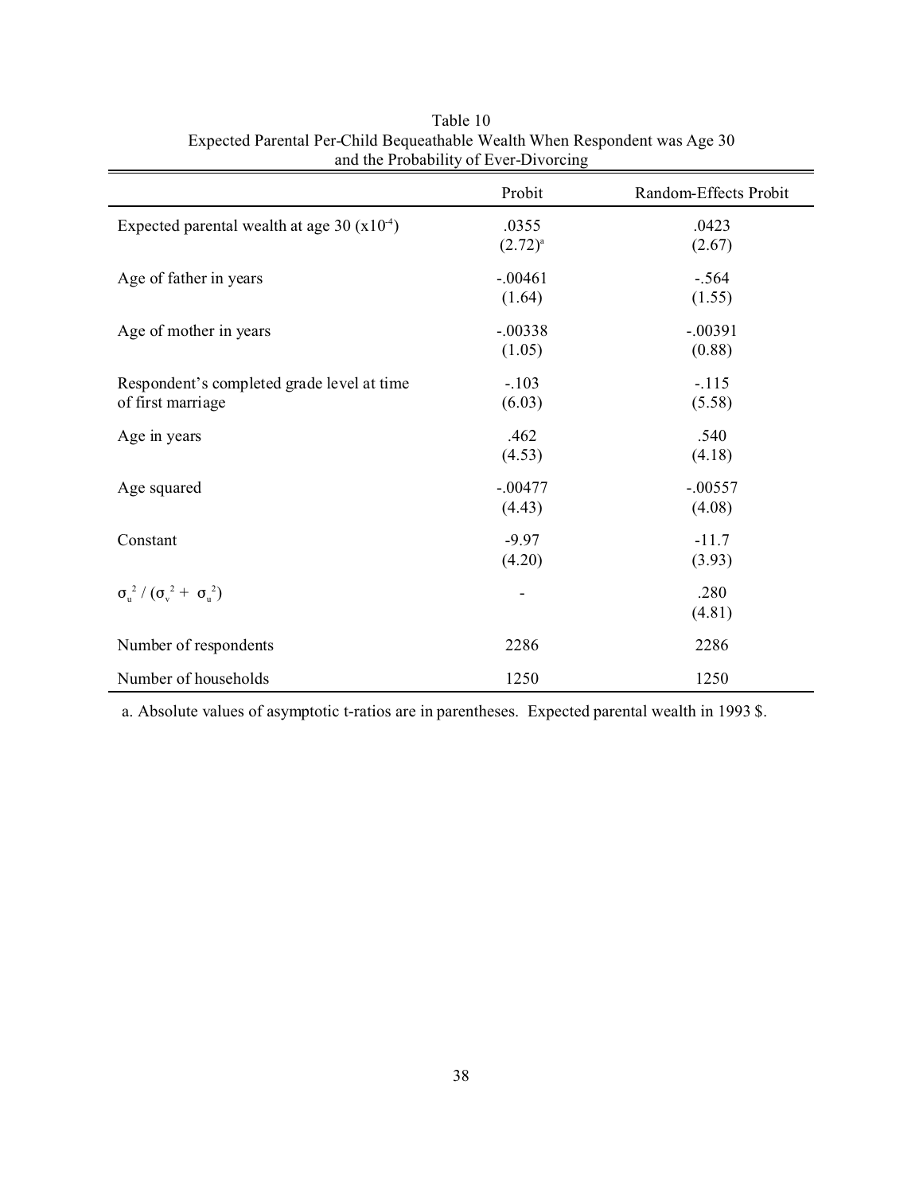Table 10
Expected Parental Per-Child Bequeathable Wealth When Respondent was Age 30 and the Probability of Ever-Divorcing

| | Probit | Random-Effects Probit |
|---|---|---|
| Expected parental wealth at age 30 ($x10^{-4}$) | .0355<br>(2.72)[a] | .0423<br>(2.67) |
| Age of father in years | -.00461<br>(1.64) | -.564<br>(1.55) |
| Age of mother in years | -.00338<br>(1.05) | -.00391<br>(0.88) |
| Respondent's completed grade level at time of first marriage | -.103<br>(6.03) | -.115<br>(5.58) |
| Age in years | .462<br>(4.53) | .540<br>(4.18) |
| Age squared | -.00477<br>(4.43) | -.00557<br>(4.08) |
| Constant | -9.97<br>(4.20) | -11.7<br>(3.93) |
| $\sigma_u^2 / (\sigma_v^2 + \sigma_u^2)$ | - | .280<br>(4.81) |
| Number of respondents | 2286 | 2286 |
| Number of households | 1250 | 1250 |

a. Absolute values of asymptotic t-ratios are in parentheses. Expected parental wealth in 1993 $.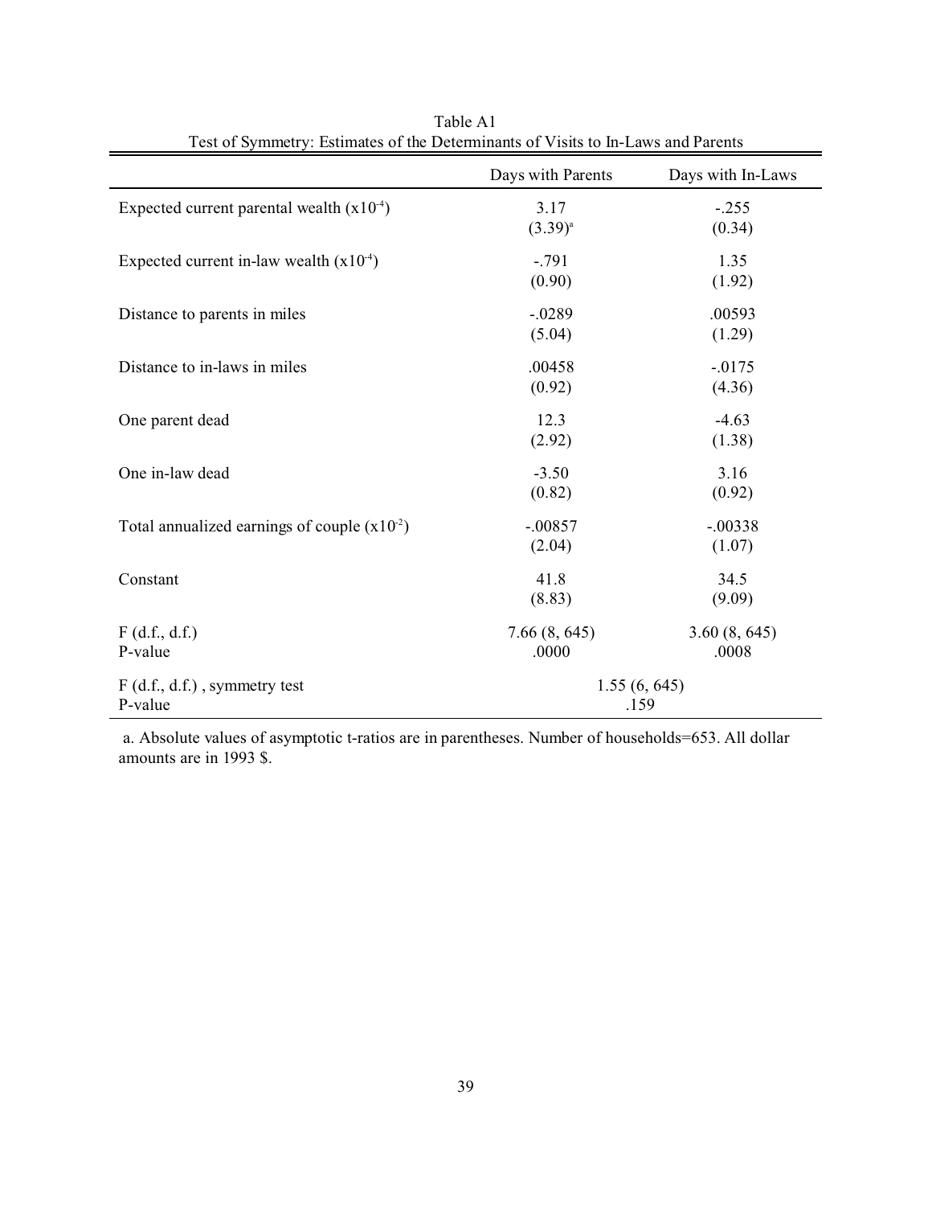Table A1
Test of Symmetry: Estimates of the Determinants of Visits to In-Laws and Parents

| | Days with Parents | Days with In-Laws |
|---|---|---|
| Expected current parental wealth ($x10^{-4}$) | 3.17 | -.255 |
| | (3.39)[a] | (0.34) |
| Expected current in-law wealth ($x10^{-4}$) | -.791 | 1.35 |
| | (0.90) | (1.92) |
| Distance to parents in miles | -.0289 | .00593 |
| | (5.04) | (1.29) |
| Distance to in-laws in miles | .00458 | -.0175 |
| | (0.92) | (4.36) |
| One parent dead | 12.3 | -4.63 |
| | (2.92) | (1.38) |
| One in-law dead | -3.50 | 3.16 |
| | (0.82) | (0.92) |
| Total annualized earnings of couple ($x10^{-2}$) | -.00857 | -.00338 |
| | (2.04) | (1.07) |
| Constant | 41.8 | 34.5 |
| | (8.83) | (9.09) |
| F (d.f., d.f.) | 7.66 (8, 645) | 3.60 (8, 645) |
| P-value | .0000 | .0008 |
| F (d.f., d.f.) , symmetry test | 1.55 (6, 645) | |
| P-value | .159 | |

a. Absolute values of asymptotic t-ratios are in parentheses. Number of households=653. All dollar amounts are in 1993 $.